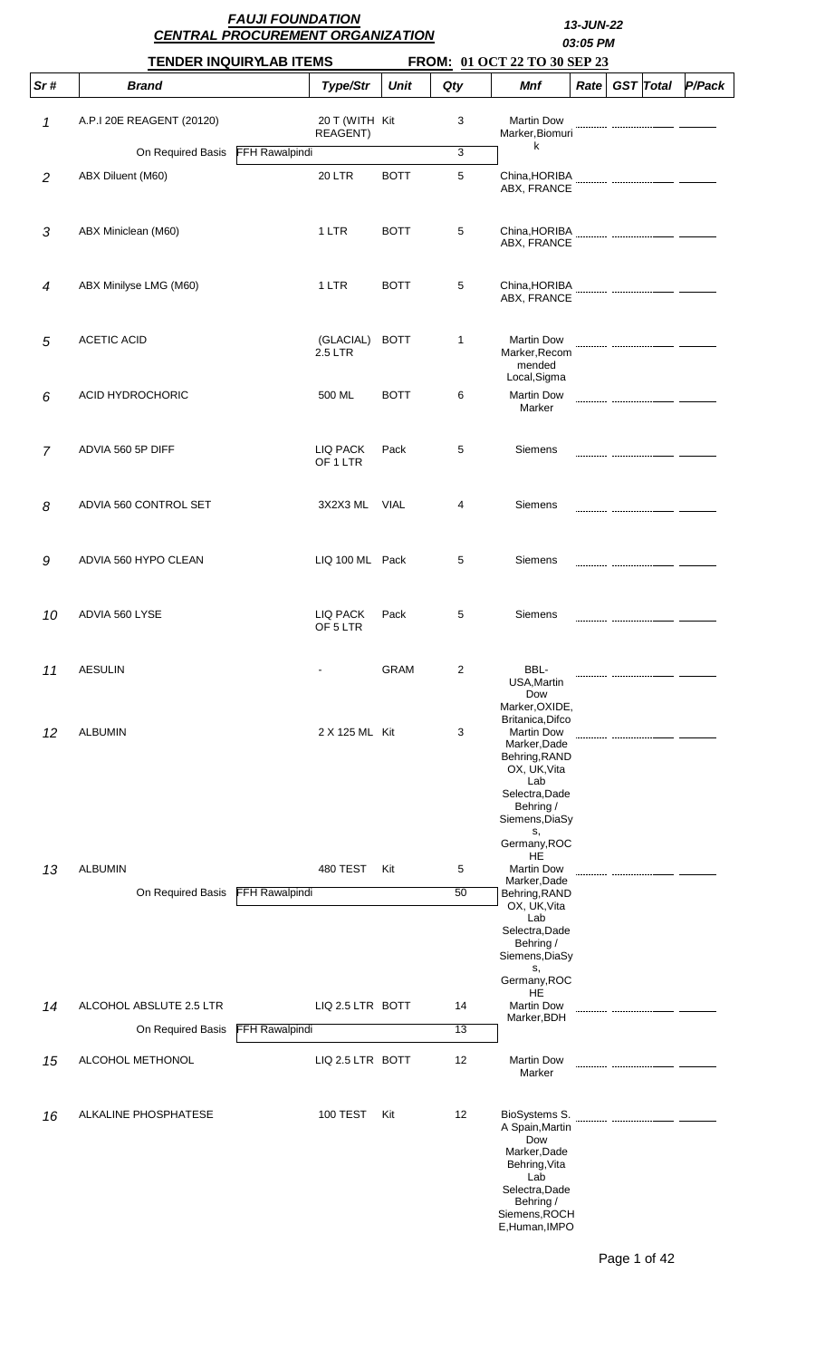# FAUJI FOUNDATION
## CENTRAL PROCUREMENT ORGANIZATION

**13-JUN-22**
**03:05 PM**

**TENDER INQUIRYLAB ITEMS** **FROM: 01 OCT 22 TO 30 SEP 23**

| Sr # | Brand | | Type/Str | Unit | Qty | Mnf | Rate | GST | Total | P/Pack |
|---|---|---|---|---|---|---|---|---|---|---|
| 1 | A.P.I 20E REAGENT (20120) | | 20 T (WITH REAGENT) | Kit | 3 | Martin Dow Marker,Biomurik | | | | |
| | On Required Basis | FFH Rawalpindi | | | 3 | | | | | |
| 2 | ABX Diluent (M60) | | 20 LTR | BOTT | 5 | China,HORIBA ABX, FRANCE | | | | |
| 3 | ABX Miniclean (M60) | | 1 LTR | BOTT | 5 | China,HORIBA ABX, FRANCE | | | | |
| 4 | ABX Minilyse LMG (M60) | | 1 LTR | BOTT | 5 | China,HORIBA ABX, FRANCE | | | | |
| 5 | ACETIC ACID | | (GLACIAL) 2.5 LTR | BOTT | 1 | Martin Dow Marker,Recommended Local,Sigma | | | | |
| 6 | ACID HYDROCHORIC | | 500 ML | BOTT | 6 | Martin Dow Marker | | | | |
| 7 | ADVIA 560 5P DIFF | | LIQ PACK OF 1 LTR | Pack | 5 | Siemens | | | | |
| 8 | ADVIA 560 CONTROL SET | | 3X2X3 ML | VIAL | 4 | Siemens | | | | |
| 9 | ADVIA 560 HYPO CLEAN | | LIQ 100 ML | Pack | 5 | Siemens | | | | |
| 10 | ADVIA 560 LYSE | | LIQ PACK OF 5 LTR | Pack | 5 | Siemens | | | | |
| 11 | AESULIN | | - | GRAM | 2 | BBL-USA,Martin Dow Marker,OXIDE, Britanica,Difco | | | | |
| 12 | ALBUMIN | | 2 X 125 ML | Kit | 3 | Martin Dow Marker,Dade Behring,RANDOX, UK,Vita Lab Selectra,Dade Behring / Siemens,DiaSys, Germany,ROCHE | | | | |
| 13 | ALBUMIN | | 480 TEST | Kit | 5 | Martin Dow Marker,Dade Behring,RANDOX, UK,Vita Lab Selectra,Dade Behring / Siemens,DiaSys, Germany,ROCHE | | | | |
| | On Required Basis | FFH Rawalpindi | | | 50 | | | | | |
| 14 | ALCOHOL ABSLUTE 2.5 LTR | | LIQ 2.5 LTR | BOTT | 14 | Martin Dow Marker,BDH | | | | |
| | On Required Basis | FFH Rawalpindi | | | 13 | | | | | |
| 15 | ALCOHOL METHONOL | | LIQ 2.5 LTR | BOTT | 12 | Martin Dow Marker | | | | |
| 16 | ALKALINE PHOSPHATESE | | 100 TEST | Kit | 12 | BioSystems S. A Spain,Martin Dow Marker,Dade Behring,Vita Lab Selectra,Dade Behring / Siemens,ROCHE,Human,IMPO | | | | |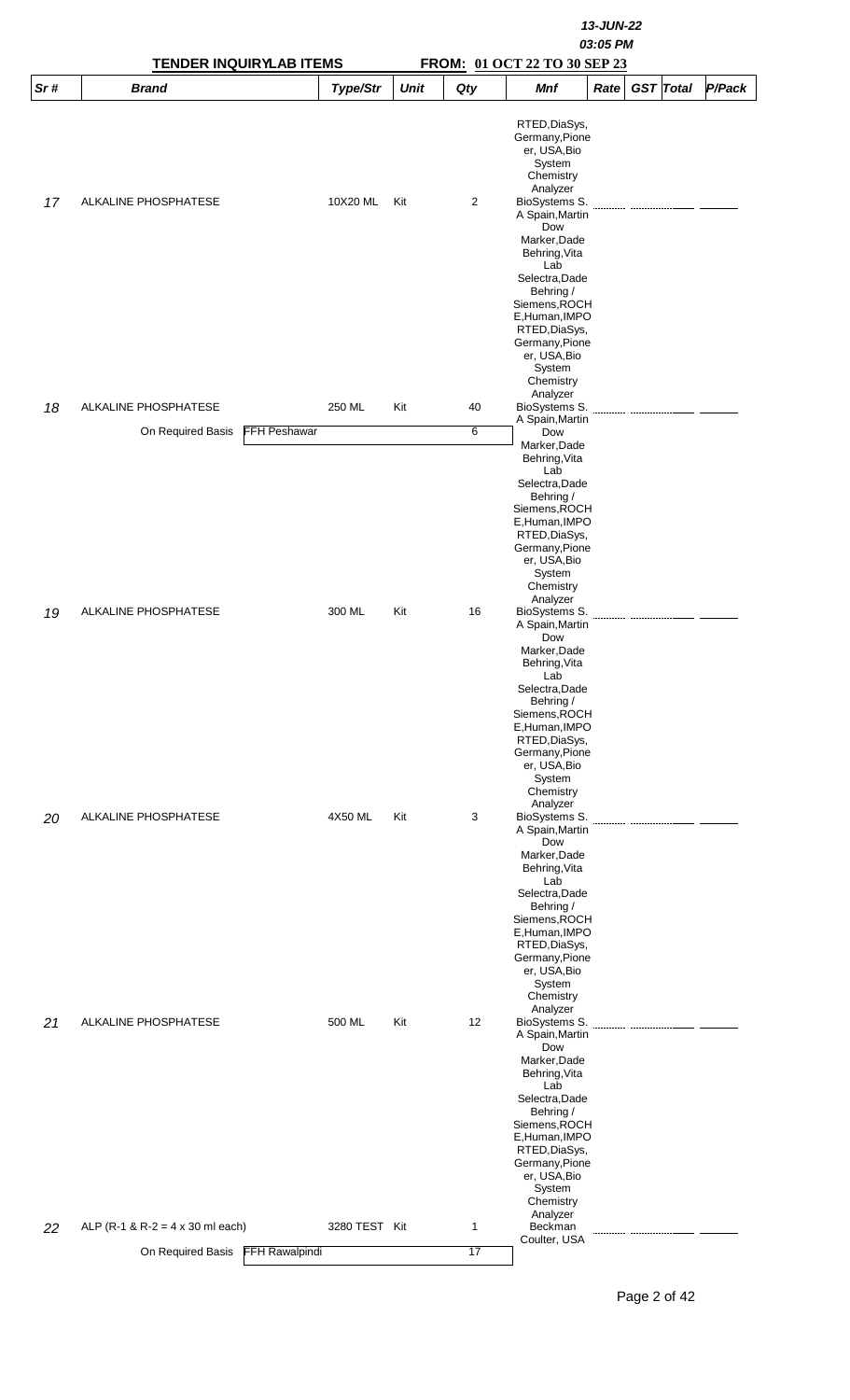13-JUN-22
03:05 PM

**TENDER INQUIRYLAB ITEMS** **FROM: 01 OCT 22 TO 30 SEP 23**

| Sr # | Brand | Type/Str | Unit | Qty | Mnf | Rate | GST | Total | P/Pack |
|---|---|---|---|---|---|---|---|---|---|
| 17 | ALKALINE PHOSPHATESE | 10X20 ML | Kit | 2 | RTED,DiaSys, Germany,Pioneer, USA,Bio System Chemistry Analyzer BioSystems S. A Spain,Martin Dow Marker,Dade Behring,Vita Lab Selectra,Dade Behring / Siemens,ROCHE,Human,IMPO | | | | |
| 18 | ALKALINE PHOSPHATESE | 250 ML | Kit | 40 | RTED,DiaSys, Germany,Pioneer, USA,Bio System Chemistry Analyzer BioSystems S. A Spain,Martin Dow Marker,Dade Behring,Vita Lab Selectra,Dade Behring / Siemens,ROCHE,Human,IMPO | | | | |
| | On Required Basis FFH Peshawar | | | 6 | | | | | |
| 19 | ALKALINE PHOSPHATESE | 300 ML | Kit | 16 | RTED,DiaSys, Germany,Pioneer, USA,Bio System Chemistry Analyzer BioSystems S. A Spain,Martin Dow Marker,Dade Behring,Vita Lab Selectra,Dade Behring / Siemens,ROCHE,Human,IMPO | | | | |
| 20 | ALKALINE PHOSPHATESE | 4X50 ML | Kit | 3 | RTED,DiaSys, Germany,Pioneer, USA,Bio System Chemistry Analyzer BioSystems S. A Spain,Martin Dow Marker,Dade Behring,Vita Lab Selectra,Dade Behring / Siemens,ROCHE,Human,IMPO | | | | |
| 21 | ALKALINE PHOSPHATESE | 500 ML | Kit | 12 | RTED,DiaSys, Germany,Pioneer, USA,Bio System Chemistry Analyzer BioSystems S. A Spain,Martin Dow Marker,Dade Behring,Vita Lab Selectra,Dade Behring / Siemens,ROCHE,Human,IMPO RTED,DiaSys, Germany,Pioneer, USA,Bio System Chemistry Analyzer | | | | |
| 22 | ALP (R-1 & R-2 = 4 x 30 ml each) | 3280 TEST | Kit | 1 | Beckman Coulter, USA | | | | |
| | On Required Basis FFH Rawalpindi | | | 17 | | | | | |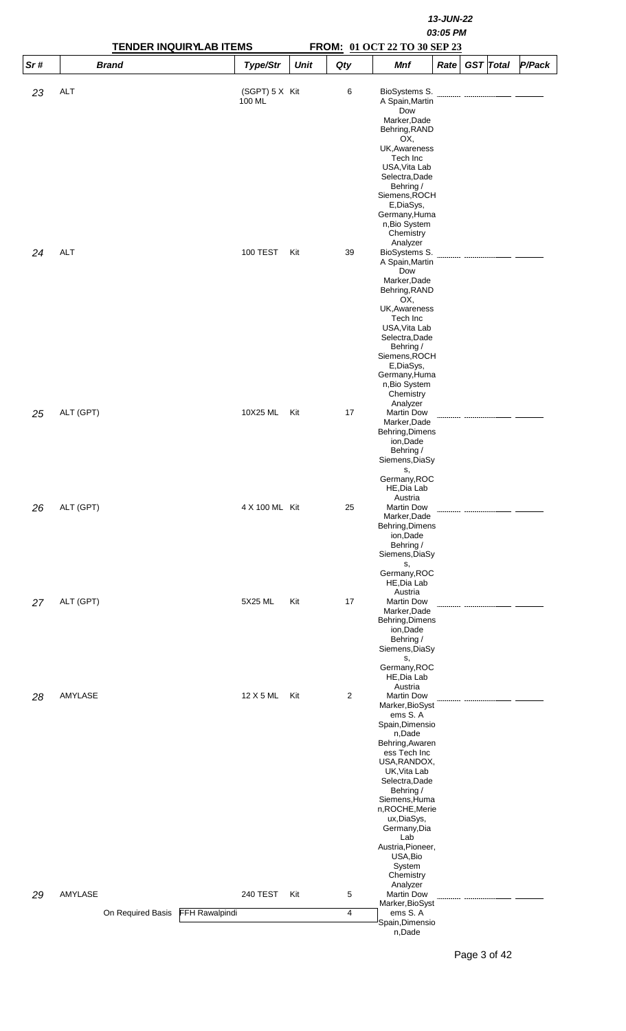13-JUN-22
03:05 PM

**TENDER INQUIRYLAB ITEMS** **FROM: 01 OCT 22 TO 30 SEP 23**

| Sr # | Brand | Type/Str | Unit | Qty | Mnf | Rate | GST | Total | P/Pack |
|---|---|---|---|---|---|---|---|---|---|
| 23 | ALT | (SGPT) 5 X 100 ML | Kit | 6 | BioSystems S. A Spain,Martin Dow Marker,Dade Behring,RANDOX, UK,Awareness Tech Inc USA,Vita Lab Selectra,Dade Behring / Siemens,ROCHE,DiaSys, Germany,Human,Bio System Chemistry Analyzer | | | | |
| 24 | ALT | 100 TEST | Kit | 39 | BioSystems S. A Spain,Martin Dow Marker,Dade Behring,RANDOX, UK,Awareness Tech Inc USA,Vita Lab Selectra,Dade Behring / Siemens,ROCHE,DiaSys, Germany,Human,Bio System Chemistry Analyzer | | | | |
| 25 | ALT (GPT) | 10X25 ML | Kit | 17 | Martin Dow Marker,Dade Behring,Dimension,Dade Behring / Siemens,DiaSys, Germany,ROCHE,Dia Lab Austria | | | | |
| 26 | ALT (GPT) | 4 X 100 ML | Kit | 25 | Martin Dow Marker,Dade Behring,Dimension,Dade Behring / Siemens,DiaSys, Germany,ROCHE,Dia Lab Austria | | | | |
| 27 | ALT (GPT) | 5X25 ML | Kit | 17 | Martin Dow Marker,Dade Behring,Dimension,Dade Behring / Siemens,DiaSys, Germany,ROCHE,Dia Lab Austria | | | | |
| 28 | AMYLASE | 12 X 5 ML | Kit | 2 | Martin Dow Marker,BioSystems S. A Spain,Dimension,Dade Behring,Awareness Tech Inc USA,RANDOX, UK,Vita Lab Selectra,Dade Behring / Siemens,Human,ROCHE,Meriex,DiaSys, Germany,Dia Lab Austria,Pioneer, USA,Bio System Chemistry Analyzer | | | | |
| 29 | AMYLASE | 240 TEST | Kit | 5 | Martin Dow Marker,BioSystems S. A Spain,Dimension,Dade | | | | |
| | On Required Basis FFH Rawalpindi | | | 4 | | | | | |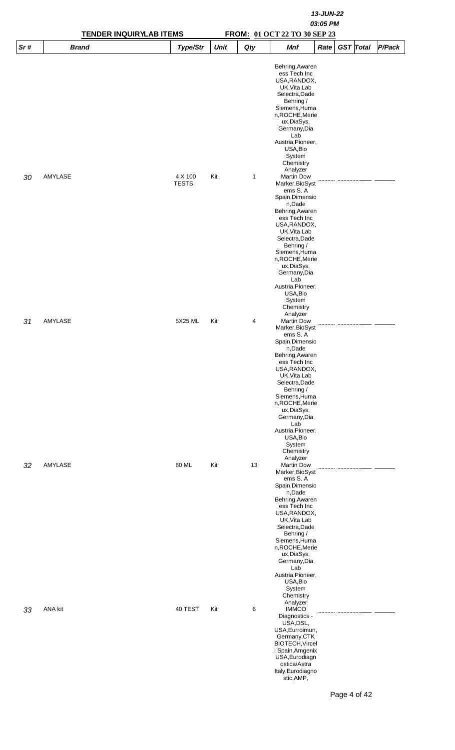| Sr # | Brand | Type/Str | Unit | Qty | Mnf | Rate | GST | Total | P/Pack |
|---|---|---|---|---|---|---|---|---|---|
| | | | | | Behring,Awareness Tech Inc USA,RANDOX, UK,Vita Lab Selectra,Dade Behring / Siemens,Human,ROCHE,Merieux,DiaSys, Germany,Dia Lab Austria,Pioneer, USA,Bio System Chemistry Analyzer | | | | |
| 30 | AMYLASE | 4 X 100 TESTS | Kit | 1 | Martin Dow Marker,BioSystems S. A Spain,Dimension,Dade Behring,Awareness Tech Inc USA,RANDOX, UK,Vita Lab Selectra,Dade Behring / Siemens,Human,ROCHE,Merieux,DiaSys, Germany,Dia Lab Austria,Pioneer, USA,Bio System Chemistry Analyzer | | | | |
| 31 | AMYLASE | 5X25 ML | Kit | 4 | Martin Dow Marker,BioSystems S. A Spain,Dimension,Dade Behring,Awareness Tech Inc USA,RANDOX, UK,Vita Lab Selectra,Dade Behring / Siemens,Human,ROCHE,Merieux,DiaSys, Germany,Dia Lab Austria,Pioneer, USA,Bio System Chemistry Analyzer | | | | |
| 32 | AMYLASE | 60 ML | Kit | 13 | Martin Dow Marker,BioSystems S. A Spain,Dimension,Dade Behring,Awareness Tech Inc USA,RANDOX, UK,Vita Lab Selectra,Dade Behring / Siemens,Human,ROCHE,Merieux,DiaSys, Germany,Dia Lab Austria,Pioneer, USA,Bio System Chemistry Analyzer | | | | |
| 33 | ANA kit | 40 TEST | Kit | 6 | IMMCO Diagnostics - USA,DSL, USA,Eurroimun, Germany,CTK BIOTECH,Vircell Spain,Amgenix USA,Eurodiagnostica/Astra Italy,Eurodiagnostic,AMP, | | | | |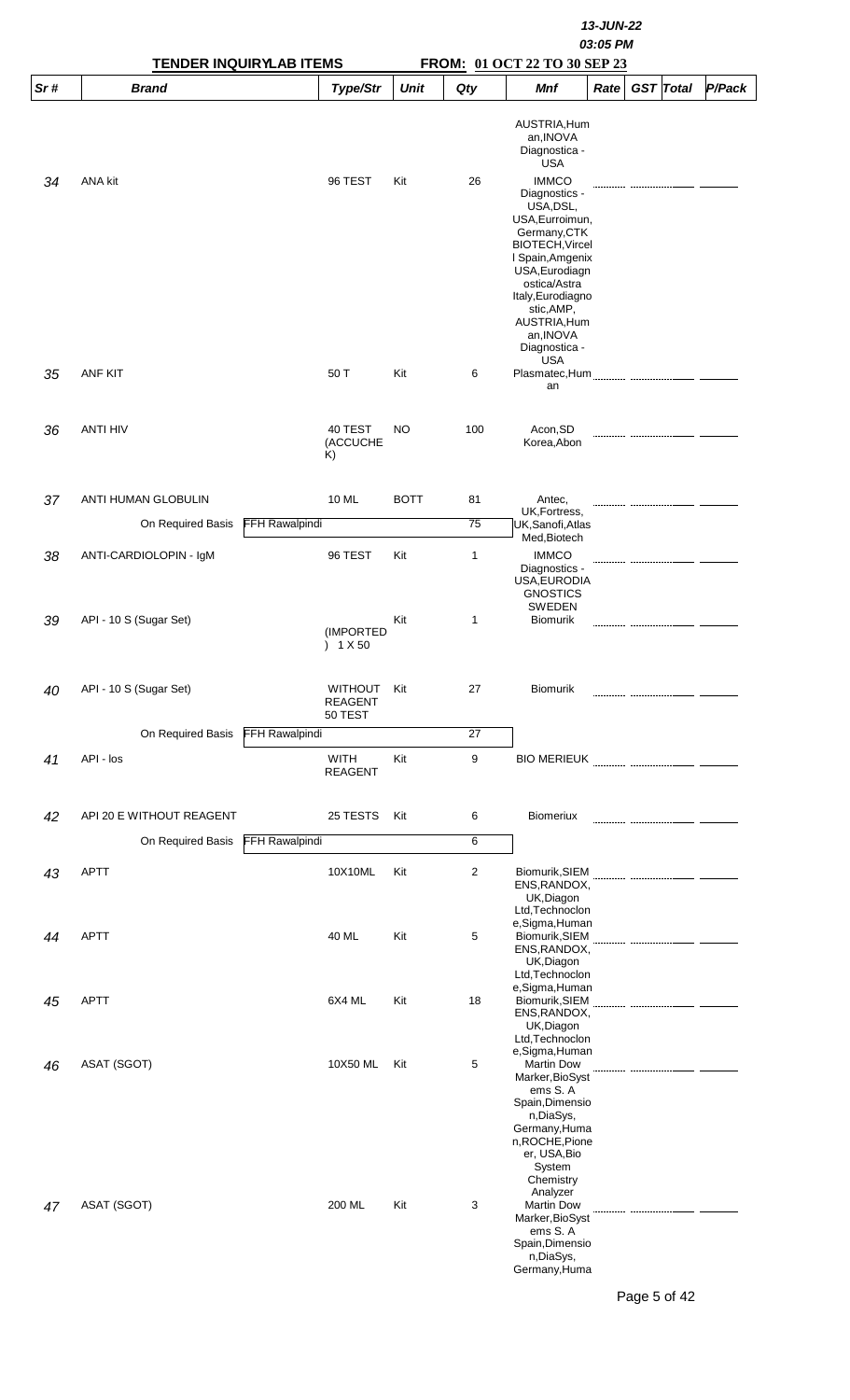| Sr # | Brand | | Type/Str | Unit | Qty | Mnf | Rate | GST | Total | P/Pack |
|---|---|---|---|---|---|---|---|---|---|---|
| | | | | | | AUSTRIA,Human,INOVA Diagnostica - USA | | | | |
| 34 | ANA kit | | 96 TEST | Kit | 26 | IMMCO Diagnostics - USA,DSL, USA,Eurroimun, Germany,CTK BIOTECH,Vircel l Spain,Amgenix USA,Eurodiagnostica/Astra Italy,Eurodiagnostic,AMP, AUSTRIA,Human,INOVA Diagnostica - USA | | | | |
| 35 | ANF KIT | | 50 T | Kit | 6 | Plasmatec,Human | | | | |
| 36 | ANTI HIV | | 40 TEST (ACCUCHEK) | NO | 100 | Acon,SD Korea,Abon | | | | |
| 37 | ANTI HUMAN GLOBULIN | | 10 ML | BOTT | 81 | Antec, UK,Fortress, UK,Sanofi,Atlas Med,Biotech | | | | |
| | On Required Basis | FFH Rawalpindi | | | 75 | | | | | |
| 38 | ANTI-CARDIOLOPIN - IgM | | 96 TEST | Kit | 1 | IMMCO Diagnostics - USA,EURODIAGNOSTICS SWEDEN | | | | |
| 39 | API - 10 S (Sugar Set) | | (IMPORTED) 1 X 50 | Kit | 1 | Biomurik | | | | |
| 40 | API - 10 S (Sugar Set) | | WITHOUT REAGENT 50 TEST | Kit | 27 | Biomurik | | | | |
| | On Required Basis | FFH Rawalpindi | | | 27 | | | | | |
| 41 | API - los | | WITH REAGENT | Kit | 9 | BIO MERIEUK | | | | |
| 42 | API 20 E WITHOUT REAGENT | | 25 TESTS | Kit | 6 | Biomeriux | | | | |
| | On Required Basis | FFH Rawalpindi | | | 6 | | | | | |
| 43 | APTT | | 10X10ML | Kit | 2 | Biomurik,SIEMENS,RANDOX, UK,Diagon Ltd,Technoclone,Sigma,Human | | | | |
| 44 | APTT | | 40 ML | Kit | 5 | Biomurik,SIEMENS,RANDOX, UK,Diagon Ltd,Technoclone,Sigma,Human | | | | |
| 45 | APTT | | 6X4 ML | Kit | 18 | Biomurik,SIEMENS,RANDOX, UK,Diagon Ltd,Technoclone,Sigma,Human | | | | |
| 46 | ASAT (SGOT) | | 10X50 ML | Kit | 5 | Martin Dow Marker,BioSystems S. A Spain,Dimension,DiaSys, Germany,Human,ROCHE,Pioneer, USA,Bio System Chemistry Analyzer | | | | |
| 47 | ASAT (SGOT) | | 200 ML | Kit | 3 | Martin Dow Marker,BioSystems S. A Spain,Dimension,DiaSys, Germany,Huma | | | | |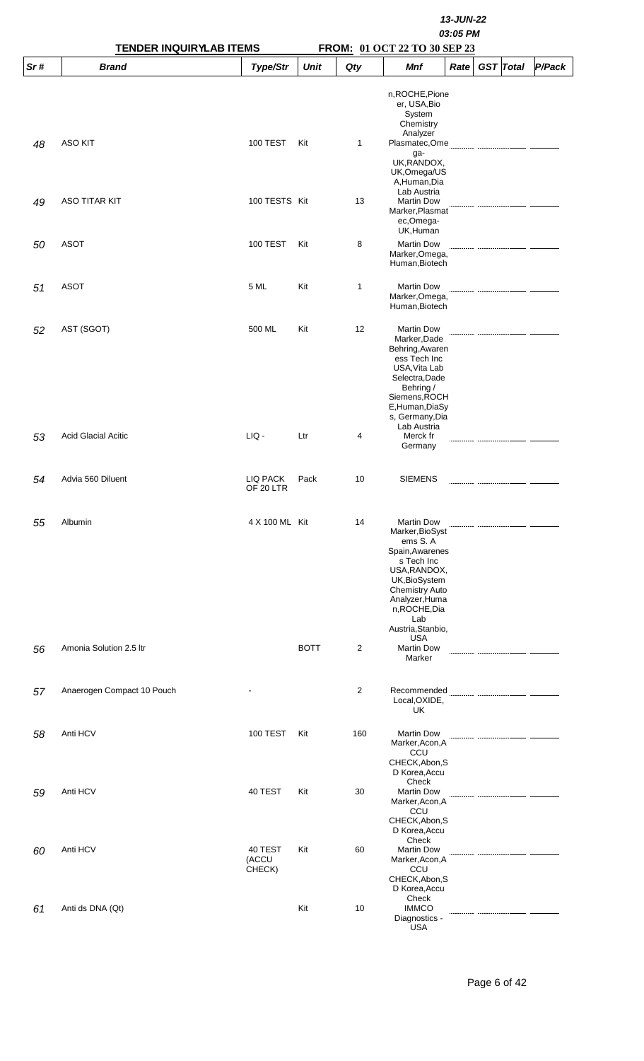## TENDER INQUIRY/LAB ITEMS — FROM: 01 OCT 22 TO 30 SEP 23

| Sr # | Brand | Type/Str | Unit | Qty | Mnf | Rate | GST | Total | P/Pack |
|---|---|---|---|---|---|---|---|---|---|
| 48 | ASO KIT | 100 TEST | Kit | 1 | n,ROCHE,Pioneer, USA,Bio System Chemistry Analyzer Plasmatec,Omega-UK,RANDOX, UK,Omega/USA,Human,Dia Lab Austria | | | | |
| 49 | ASO TITAR KIT | 100 TESTS | Kit | 13 | Martin Dow Marker,Plasmatec,Omega-UK,Human | | | | |
| 50 | ASOT | 100 TEST | Kit | 8 | Martin Dow Marker,Omega, Human,Biotech | | | | |
| 51 | ASOT | 5 ML | Kit | 1 | Martin Dow Marker,Omega, Human,Biotech | | | | |
| 52 | AST (SGOT) | 500 ML | Kit | 12 | Martin Dow Marker,Dade Behring,Awareness Tech Inc USA,Vita Lab Selectra,Dade Behring / Siemens,ROCHE,Human,DiaSys, Germany,Dia Lab Austria | | | | |
| 53 | Acid Glacial Acitic | LIQ - | Ltr | 4 | Merck fr Germany | | | | |
| 54 | Advia 560 Diluent | LIQ PACK OF 20 LTR | Pack | 10 | SIEMENS | | | | |
| 55 | Albumin | 4 X 100 ML | Kit | 14 | Martin Dow Marker,BioSystems S. A Spain,Awareness Tech Inc USA,RANDOX, UK,BioSystem Chemistry Auto Analyzer,Human,ROCHE,Dia Lab Austria,Stanbio, USA | | | | |
| 56 | Amonia Solution 2.5 ltr | | BOTT | 2 | Martin Dow Marker | | | | |
| 57 | Anaerogen Compact 10 Pouch | - | | 2 | Recommended Local,OXIDE, UK | | | | |
| 58 | Anti HCV | 100 TEST | Kit | 160 | Martin Dow Marker,Acon,ACCU CHECK,Abon,SD Korea,Accu Check | | | | |
| 59 | Anti HCV | 40 TEST | Kit | 30 | Martin Dow Marker,Acon,ACCU CHECK,Abon,SD Korea,Accu Check | | | | |
| 60 | Anti HCV | 40 TEST (ACCU CHECK) | Kit | 60 | Martin Dow Marker,Acon,ACCU CHECK,Abon,SD Korea,Accu Check | | | | |
| 61 | Anti ds DNA (Qt) | | Kit | 10 | IMMCO Diagnostics - USA | | | | |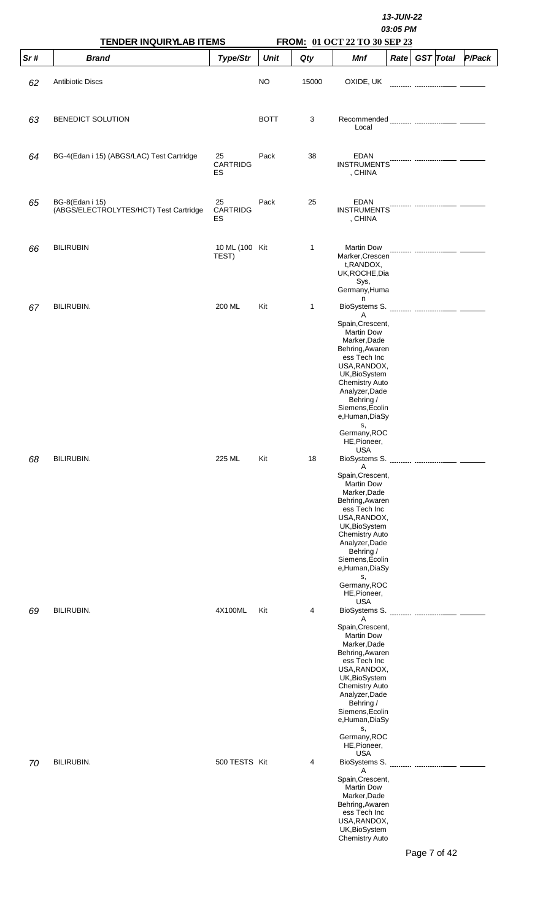13-JUN-22
03:05 PM

**TENDER INQUIRYLAB ITEMS** **FROM: 01 OCT 22 TO 30 SEP 23**

| Sr # | Brand | Type/Str | Unit | Qty | Mnf | Rate | GST | Total | P/Pack |
|---|---|---|---|---|---|---|---|---|---|
| 62 | Antibiotic Discs | | NO | 15000 | OXIDE, UK | | | | |
| 63 | BENEDICT SOLUTION | | BOTT | 3 | Recommended Local | | | | |
| 64 | BG-4(Edan i 15) (ABGS/LAC) Test Cartridge | 25 CARTRIDGES | Pack | 38 | EDAN INSTRUMENTS , CHINA | | | | |
| 65 | BG-8(Edan i 15) (ABGS/ELECTROLYTES/HCT) Test Cartridge | 25 CARTRIDGES | Pack | 25 | EDAN INSTRUMENTS , CHINA | | | | |
| 66 | BILIRUBIN | 10 ML (100 TEST) | Kit | 1 | Martin Dow Marker,Crescent,RANDOX, UK,ROCHE,Dia Sys, Germany,Human | | | | |
| 67 | BILIRUBIN. | 200 ML | Kit | 1 | BioSystems S. A Spain,Crescent, Martin Dow Marker,Dade Behring,Awareness Tech Inc USA,RANDOX, UK,BioSystem Chemistry Auto Analyzer,Dade Behring / Siemens,Ecoline,Human,DiaSys, Germany,ROCHE,Pioneer, USA | | | | |
| 68 | BILIRUBIN. | 225 ML | Kit | 18 | BioSystems S. A Spain,Crescent, Martin Dow Marker,Dade Behring,Awareness Tech Inc USA,RANDOX, UK,BioSystem Chemistry Auto Analyzer,Dade Behring / Siemens,Ecoline,Human,DiaSys, Germany,ROCHE,Pioneer, USA | | | | |
| 69 | BILIRUBIN. | 4X100ML | Kit | 4 | BioSystems S. A Spain,Crescent, Martin Dow Marker,Dade Behring,Awareness Tech Inc USA,RANDOX, UK,BioSystem Chemistry Auto Analyzer,Dade Behring / Siemens,Ecoline,Human,DiaSys, Germany,ROCHE,Pioneer, USA | | | | |
| 70 | BILIRUBIN. | 500 TESTS | Kit | 4 | BioSystems S. A Spain,Crescent, Martin Dow Marker,Dade Behring,Awareness Tech Inc USA,RANDOX, UK,BioSystem Chemistry Auto | | | | |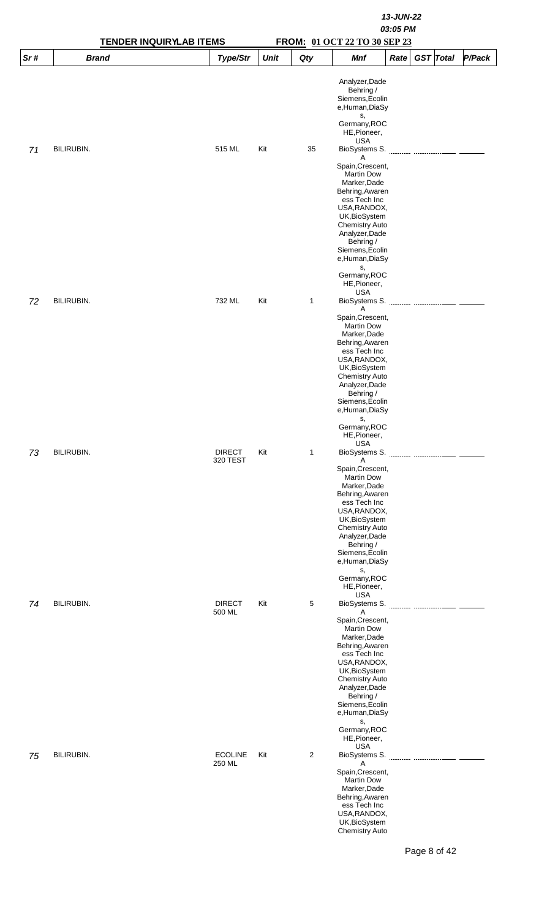| Sr # | Brand | Type/Str | Unit | Qty | Mnf | Rate | GST | Total | P/Pack |
|---|---|---|---|---|---|---|---|---|---|
| | | | | | Analyzer,Dade Behring / Siemens,Ecoline,Human,DiaSys, Germany,ROCHE,Pioneer, USA | | | | |
| 71 | BILIRUBIN. | 515 ML | Kit | 35 | BioSystems S. A Spain,Crescent, Martin Dow Marker,Dade Behring,Awareness Tech Inc USA,RANDOX, UK,BioSystem Chemistry Auto Analyzer,Dade Behring / Siemens,Ecoline,Human,DiaSys, Germany,ROCHE,Pioneer, USA | | | | |
| 72 | BILIRUBIN. | 732 ML | Kit | 1 | BioSystems S. A Spain,Crescent, Martin Dow Marker,Dade Behring,Awareness Tech Inc USA,RANDOX, UK,BioSystem Chemistry Auto Analyzer,Dade Behring / Siemens,Ecoline,Human,DiaSys, Germany,ROCHE,Pioneer, USA | | | | |
| 73 | BILIRUBIN. | DIRECT 320 TEST | Kit | 1 | BioSystems S. A Spain,Crescent, Martin Dow Marker,Dade Behring,Awareness Tech Inc USA,RANDOX, UK,BioSystem Chemistry Auto Analyzer,Dade Behring / Siemens,Ecoline,Human,DiaSys, Germany,ROCHE,Pioneer, USA | | | | |
| 74 | BILIRUBIN. | DIRECT 500 ML | Kit | 5 | BioSystems S. A Spain,Crescent, Martin Dow Marker,Dade Behring,Awareness Tech Inc USA,RANDOX, UK,BioSystem Chemistry Auto Analyzer,Dade Behring / Siemens,Ecoline,Human,DiaSys, Germany,ROCHE,Pioneer, USA | | | | |
| 75 | BILIRUBIN. | ECOLINE 250 ML | Kit | 2 | BioSystems S. A Spain,Crescent, Martin Dow Marker,Dade Behring,Awareness Tech Inc USA,RANDOX, UK,BioSystem Chemistry Auto | | | | |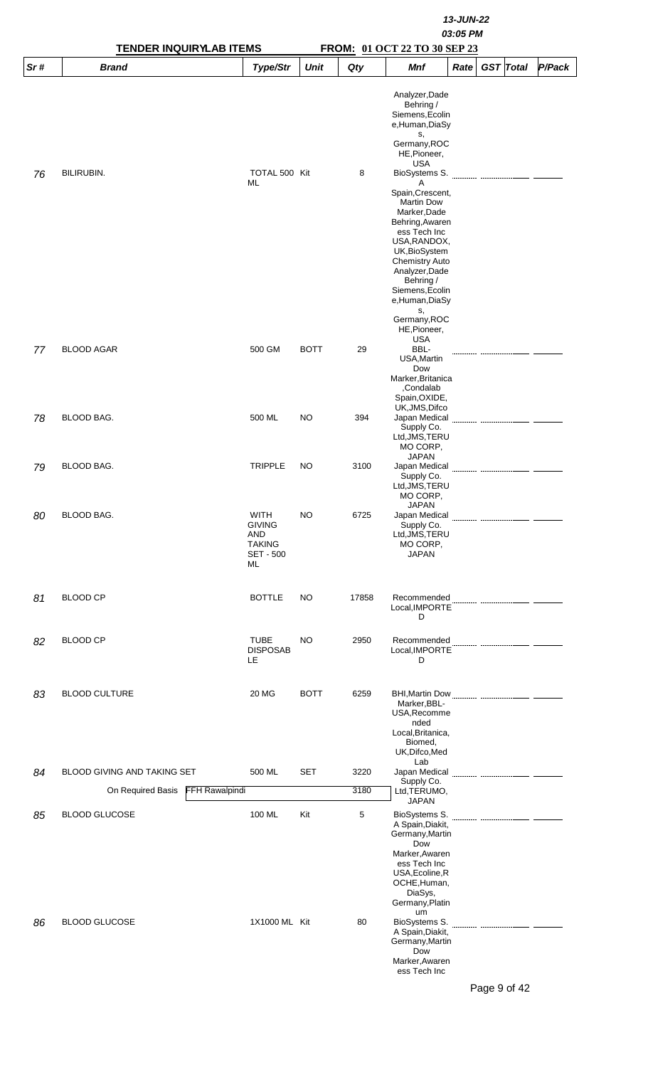## TENDER INQUIRY LAB ITEMS

**FROM: 01 OCT 22 TO 30 SEP 23**

| Sr # | Brand | Type/Str | Unit | Qty | Mnf | Rate | GST | Total | P/Pack |
|---|---|---|---|---|---|---|---|---|---|
| | | | | | Analyzer,Dade Behring / Siemens,Ecoline,Human,DiaSys, Germany,ROCHE,Pioneer, USA | | | | |
| 76 | BILIRUBIN. | TOTAL 500 ML | Kit | 8 | BioSystems S. A Spain,Crescent, Martin Dow Marker,Dade Behring,Awareness Tech Inc USA,RANDOX, UK,BioSystem Chemistry Auto Analyzer,Dade Behring / Siemens,Ecoline,Human,DiaSys, Germany,ROCHE,Pioneer, USA | | | | |
| 77 | BLOOD AGAR | 500 GM | BOTT | 29 | BBL-USA,Martin Dow Marker,Britanica,Condalab Spain,OXIDE, UK,JMS,Difco | | | | |
| 78 | BLOOD BAG. | 500 ML | NO | 394 | Japan Medical Supply Co. Ltd,JMS,TERUMO CORP, JAPAN | | | | |
| 79 | BLOOD BAG. | TRIPPLE | NO | 3100 | Japan Medical Supply Co. Ltd,JMS,TERUMO CORP, JAPAN | | | | |
| 80 | BLOOD BAG. | WITH GIVING AND TAKING SET - 500 ML | NO | 6725 | Japan Medical Supply Co. Ltd,JMS,TERUMO CORP, JAPAN | | | | |
| 81 | BLOOD CP | BOTTLE | NO | 17858 | Recommended Local,IMPORTED | | | | |
| 82 | BLOOD CP | TUBE DISPOSABLE | NO | 2950 | Recommended Local,IMPORTED | | | | |
| 83 | BLOOD CULTURE | 20 MG | BOTT | 6259 | BHI,Martin Dow Marker,BBL-USA,Recommended Local,Britanica, Biomed, UK,Difco,Med Lab | | | | |
| 84 | BLOOD GIVING AND TAKING SET | 500 ML | SET | 3220 | Japan Medical Supply Co. Ltd,TERUMO, JAPAN | | | | |
| | On Required Basis FFH Rawalpindi | | | 3180 | | | | | |
| 85 | BLOOD GLUCOSE | 100 ML | Kit | 5 | BioSystems S. A Spain,Diakit, Germany,Martin Dow Marker,Awareness Tech Inc USA,Ecoline,ROCHE,Human, DiaSys, Germany,Platinum | | | | |
| 86 | BLOOD GLUCOSE | 1X1000 ML | Kit | 80 | BioSystems S. A Spain,Diakit, Germany,Martin Dow Marker,Awareness Tech Inc | | | | |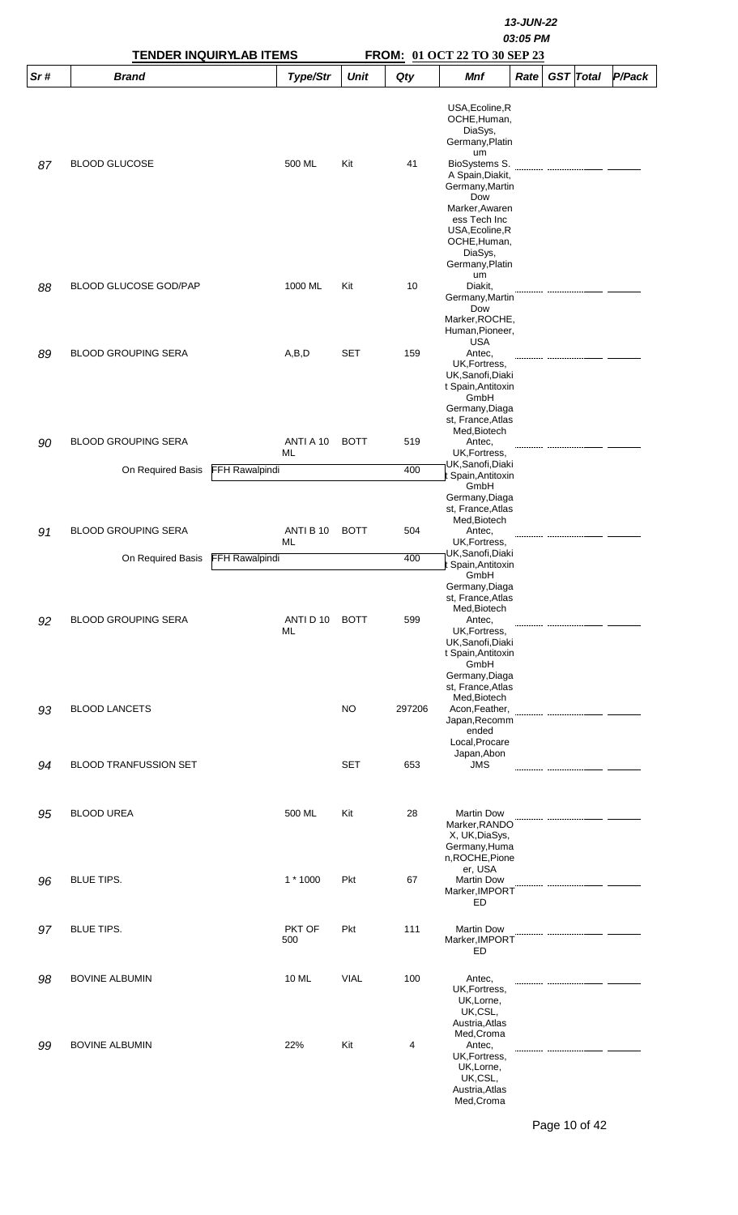| Sr # | Brand | Type/Str | Unit | Qty | Mnf | Rate | GST | Total | P/Pack |
|---|---|---|---|---|---|---|---|---|---|
| 87 | BLOOD GLUCOSE | 500 ML | Kit | 41 | USA,Ecoline,ROCHE,Human, DiaSys, Germany,Platinum BioSystems S. A Spain,Diakit, Germany,Martin Dow Marker,Awareness Tech Inc | | | | |
| 88 | BLOOD GLUCOSE GOD/PAP | 1000 ML | Kit | 10 | USA,Ecoline,ROCHE,Human, DiaSys, Germany,Platinum Diakit, Germany,Martin Dow Marker,ROCHE, Human,Pioneer, USA | | | | |
| 89 | BLOOD GROUPING SERA | A,B,D | SET | 159 | Antec, UK,Fortress, UK,Sanofi,Diakit Spain,Antitoxin GmbH Germany,Diagast, France,Atlas Med,Biotech | | | | |
| 90 | BLOOD GROUPING SERA | ANTI A 10 ML | BOTT | 519 | Antec, UK,Fortress, UK,Sanofi,Diakit Spain,Antitoxin GmbH Germany,Diagast, France,Atlas Med,Biotech | | | | |
| | On Required Basis FFH Rawalpindi | | | 400 | | | | | |
| 91 | BLOOD GROUPING SERA | ANTI B 10 ML | BOTT | 504 | Antec, UK,Fortress, UK,Sanofi,Diakit Spain,Antitoxin GmbH Germany,Diagast, France,Atlas Med,Biotech | | | | |
| | On Required Basis FFH Rawalpindi | | | 400 | | | | | |
| 92 | BLOOD GROUPING SERA | ANTI D 10 ML | BOTT | 599 | Antec, UK,Fortress, UK,Sanofi,Diakit Spain,Antitoxin GmbH Germany,Diagast, France,Atlas Med,Biotech | | | | |
| 93 | BLOOD LANCETS | | NO | 297206 | Acon,Feather, Japan,Recommended Local | | | | |
| 94 | BLOOD TRANFUSSION SET | | SET | 653 | Procare Japan,Abon JMS | | | | |
| 95 | BLOOD UREA | 500 ML | Kit | 28 | Martin Dow Marker,RANDOX, UK,DiaSys, Germany,Human,ROCHE,Pioneer, USA | | | | |
| 96 | BLUE TIPS. | 1 * 1000 | Pkt | 67 | Martin Dow Marker,IMPORTED | | | | |
| 97 | BLUE TIPS. | PKT OF 500 | Pkt | 111 | Martin Dow Marker,IMPORTED | | | | |
| 98 | BOVINE ALBUMIN | 10 ML | VIAL | 100 | Antec, UK,Fortress, UK,Lorne, UK,CSL, Austria,Atlas Med,Croma | | | | |
| 99 | BOVINE ALBUMIN | 22% | Kit | 4 | Antec, UK,Fortress, UK,Lorne, UK,CSL, Austria,Atlas Med,Croma | | | | |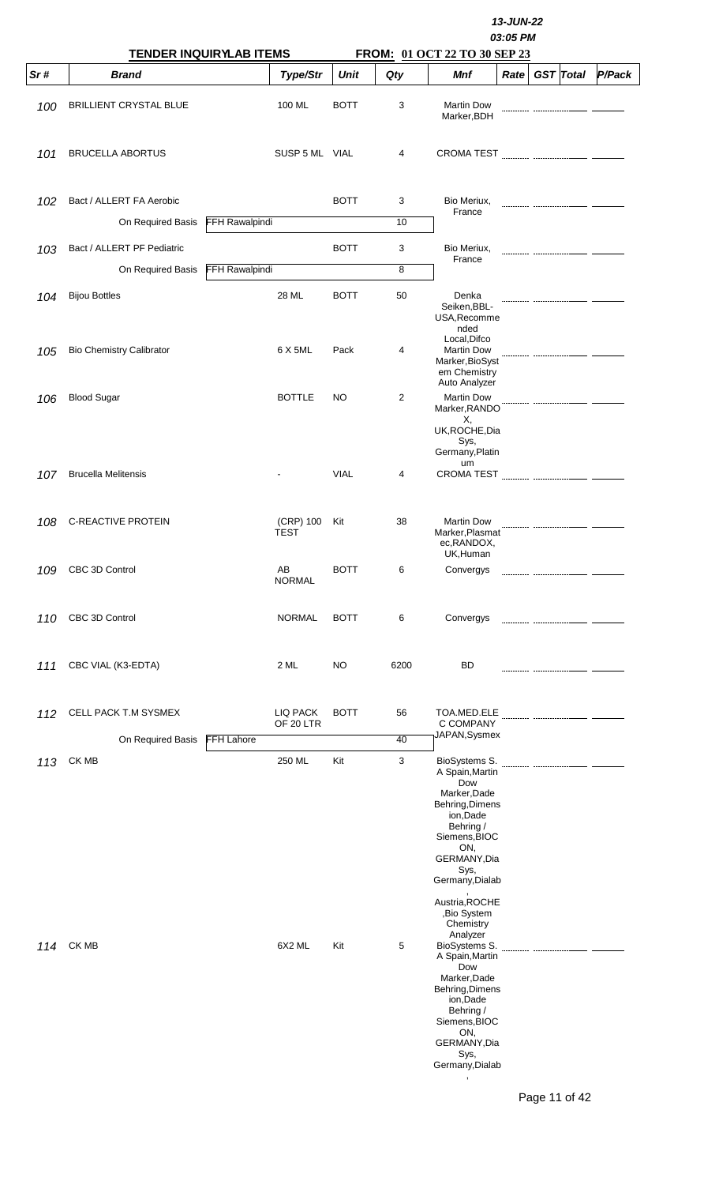13-JUN-22
03:05 PM

**TENDER INQUIRYLAB ITEMS** **FROM: 01 OCT 22 TO 30 SEP 23**

| Sr # | Brand | | Type/Str | Unit | Qty | Mnf | Rate | GST | Total | P/Pack |
|---|---|---|---|---|---|---|---|---|---|---|
| 100 | BRILLIENT CRYSTAL BLUE | | 100 ML | BOTT | 3 | Martin Dow Marker,BDH | | | | |
| 101 | BRUCELLA ABORTUS | | SUSP 5 ML | VIAL | 4 | CROMA TEST | | | | |
| 102 | Bact / ALLERT FA Aerobic | | | BOTT | 3 | Bio Meriux, France | | | | |
| | On Required Basis | FFH Rawalpindi | | | 10 | | | | | |
| 103 | Bact / ALLERT PF Pediatric | | | BOTT | 3 | Bio Meriux, France | | | | |
| | On Required Basis | FFH Rawalpindi | | | 8 | | | | | |
| 104 | Bijou Bottles | | 28 ML | BOTT | 50 | Denka Seiken,BBL-USA,Recommended Local,Difco | | | | |
| 105 | Bio Chemistry Calibrator | | 6 X 5ML | Pack | 4 | Martin Dow Marker,BioSystem Chemistry Auto Analyzer | | | | |
| 106 | Blood Sugar | | BOTTLE | NO | 2 | Martin Dow Marker,RANDOX, UK,ROCHE,Dia Sys, Germany,Platinum | | | | |
| 107 | Brucella Melitensis | | - | VIAL | 4 | CROMA TEST | | | | |
| 108 | C-REACTIVE PROTEIN | | (CRP) 100 TEST | Kit | 38 | Martin Dow Marker,Plasmatec,RANDOX, UK,Human | | | | |
| 109 | CBC 3D Control | | AB NORMAL | BOTT | 6 | Convergys | | | | |
| 110 | CBC 3D Control | | NORMAL | BOTT | 6 | Convergys | | | | |
| 111 | CBC VIAL (K3-EDTA) | | 2 ML | NO | 6200 | BD | | | | |
| 112 | CELL PACK T.M SYSMEX | | LIQ PACK OF 20 LTR | BOTT | 56 | TOA.MED.ELEC COMPANY JAPAN,Sysmex | | | | |
| | On Required Basis | FFH Lahore | | | 40 | | | | | |
| 113 | CK MB | | 250 ML | Kit | 3 | BioSystems S. A Spain,Martin Dow Marker,Dade Behring,Dimension,Dade Behring / Siemens,BIOCON, GERMANY,Dia Sys, Germany,Dialab , Austria,ROCHE ,Bio System Chemistry Analyzer | | | | |
| 114 | CK MB | | 6X2 ML | Kit | 5 | BioSystems S. A Spain,Martin Dow Marker,Dade Behring,Dimension,Dade Behring / Siemens,BIOCON, GERMANY,Dia Sys, Germany,Dialab , | | | | |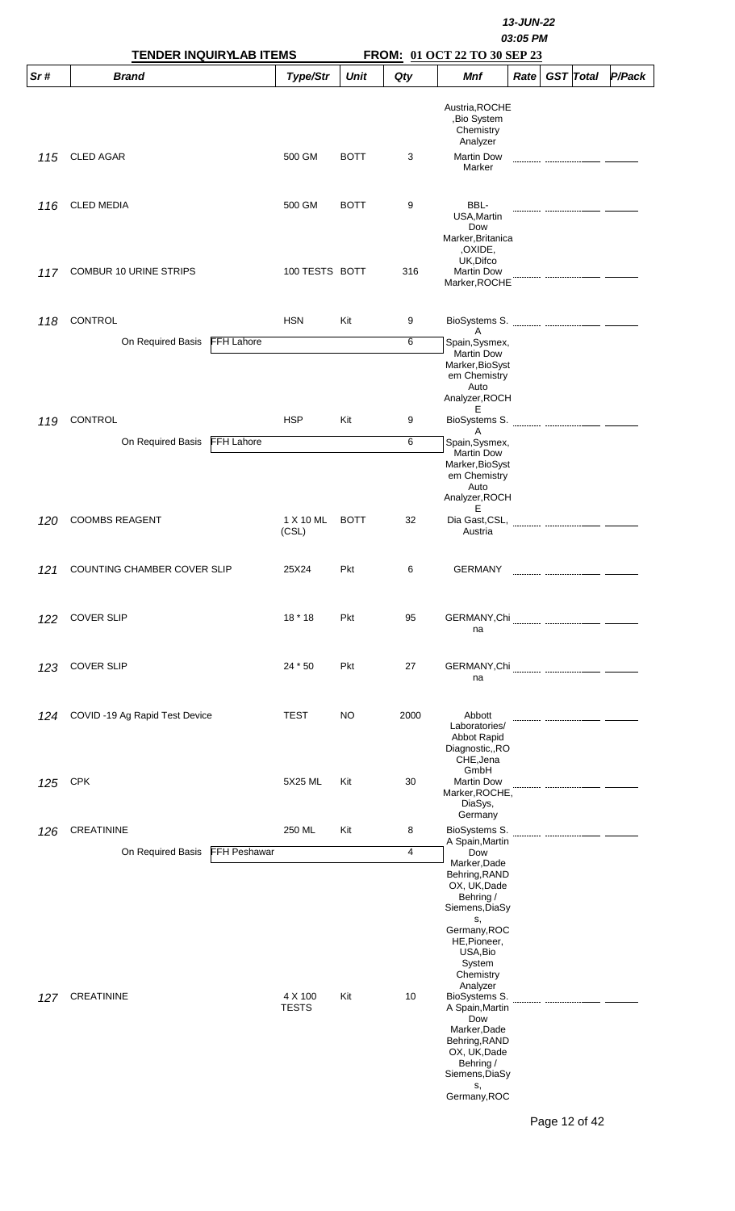**13-JUN-22**
**03:05 PM**

**TENDER INQUIRYLAB ITEMS** **FROM: 01 OCT 22 TO 30 SEP 23**

| Sr # | Brand | | Type/Str | Unit | Qty | Mnf | Rate | GST | Total | P/Pack |
|---|---|---|---|---|---|---|---|---|---|---|
| | | | | | | Austria,ROCHE ,Bio System Chemistry Analyzer | | | | |
| 115 | CLED AGAR | | 500 GM | BOTT | 3 | Martin Dow Marker | | | | |
| 116 | CLED MEDIA | | 500 GM | BOTT | 9 | BBL-USA,Martin Dow Marker,Britanica ,OXIDE, UK,Difco | | | | |
| 117 | COMBUR 10 URINE STRIPS | | 100 TESTS | BOTT | 316 | Martin Dow Marker,ROCHE | | | | |
| 118 | CONTROL | | HSN | Kit | 9 | BioSystems S. A | | | | |
| | On Required Basis | FFH Lahore | | | 6 | Spain,Sysmex, Martin Dow Marker,BioSystem Chemistry Auto Analyzer,ROCHE | | | | |
| 119 | CONTROL | | HSP | Kit | 9 | BioSystems S. A | | | | |
| | On Required Basis | FFH Lahore | | | 6 | Spain,Sysmex, Martin Dow Marker,BioSystem Chemistry Auto Analyzer,ROCHE | | | | |
| 120 | COOMBS REAGENT | | 1 X 10 ML (CSL) | BOTT | 32 | Dia Gast,CSL, Austria | | | | |
| 121 | COUNTING CHAMBER COVER SLIP | | 25X24 | Pkt | 6 | GERMANY | | | | |
| 122 | COVER SLIP | | 18 * 18 | Pkt | 95 | GERMANY,China | | | | |
| 123 | COVER SLIP | | 24 * 50 | Pkt | 27 | GERMANY,China | | | | |
| 124 | COVID -19 Ag Rapid Test Device | | TEST | NO | 2000 | Abbott Laboratories/ Abbot Rapid Diagnostic,,ROCHE,Jena GmbH | | | | |
| 125 | CPK | | 5X25 ML | Kit | 30 | Martin Dow Marker,ROCHE, DiaSys, Germany | | | | |
| 126 | CREATININE | | 250 ML | Kit | 8 | BioSystems S. A Spain,Martin Dow | | | | |
| | On Required Basis | FFH Peshawar | | | 4 | Marker,Dade Behring,RANDOX, UK,Dade Behring / Siemens,DiaSys, Germany,ROCHE,Pioneer, USA,Bio System Chemistry Analyzer | | | | |
| 127 | CREATININE | | 4 X 100 TESTS | Kit | 10 | BioSystems S. A Spain,Martin Dow Marker,Dade Behring,RANDOX, UK,Dade Behring / Siemens,DiaSys, Germany,ROC | | | | |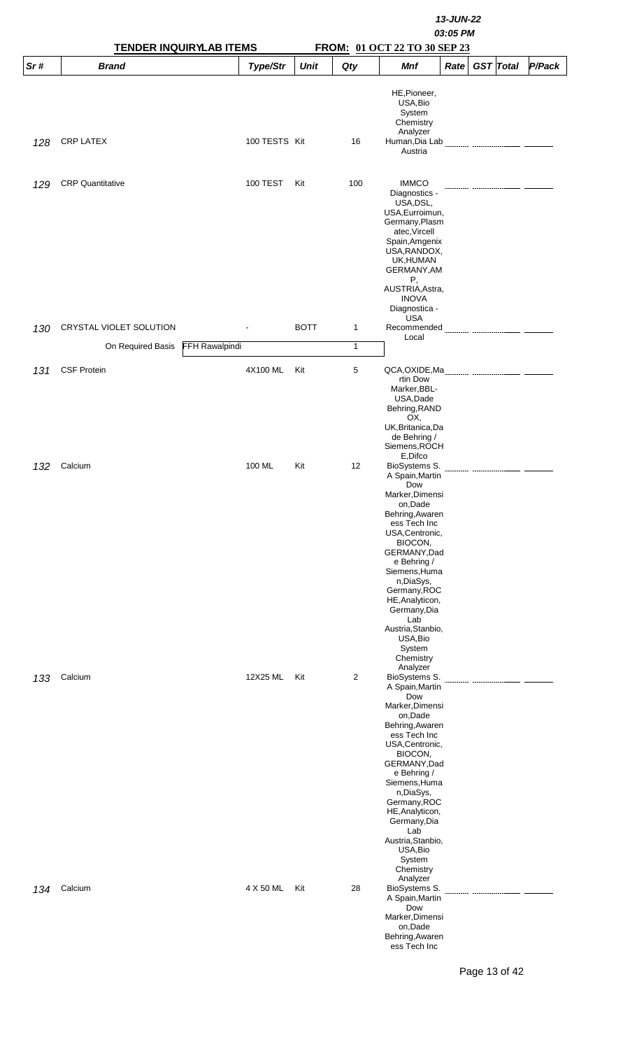**TENDER INQUIRY/LAB ITEMS** **FROM: 01 OCT 22 TO 30 SEP 23**

| Sr # | Brand | | Type/Str | Unit | Qty | Mnf | Rate | GST | Total | P/Pack |
|---|---|---|---|---|---|---|---|---|---|---|
| | | | | | | HE,Pioneer, USA,Bio System Chemistry Analyzer | | | | |
| 128 | CRP LATEX | | 100 TESTS | Kit | 16 | Human,Dia Lab Austria | | | | |
| 129 | CRP Quantitative | | 100 TEST | Kit | 100 | IMMCO Diagnostics - USA,DSL, USA,Eurroimun, Germany,Plasmatec,Vircell Spain,Amgenix USA,RANDOX, UK,HUMAN GERMANY,AMP, AUSTRIA,Astra, INOVA Diagnostica - USA | | | | |
| 130 | CRYSTAL VIOLET SOLUTION | | - | BOTT | 1 | Recommended Local | | | | |
| | On Required Basis | FFH Rawalpindi | | | 1 | | | | | |
| 131 | CSF Protein | | 4X100 ML | Kit | 5 | QCA,OXIDE,Martin Dow Marker,BBL-USA,Dade Behring,RANDOX, UK,Britanica,Dade Behring / Siemens,ROCHE,Difco | | | | |
| 132 | Calcium | | 100 ML | Kit | 12 | BioSystems S. A Spain,Martin Dow Marker,Dimension,Dade Behring,Awareness Tech Inc USA,Centronic, BIOCON, GERMANY,Dade Behring / Siemens,Human,DiaSys, Germany,ROCHE,Analyticon, Germany,Dia Lab Austria,Stanbio, USA,Bio System Chemistry Analyzer | | | | |
| 133 | Calcium | | 12X25 ML | Kit | 2 | BioSystems S. A Spain,Martin Dow Marker,Dimension,Dade Behring,Awareness Tech Inc USA,Centronic, BIOCON, GERMANY,Dade Behring / Siemens,Human,DiaSys, Germany,ROCHE,Analyticon, Germany,Dia Lab Austria,Stanbio, USA,Bio System Chemistry Analyzer | | | | |
| 134 | Calcium | | 4 X 50 ML | Kit | 28 | BioSystems S. A Spain,Martin Dow Marker,Dimension,Dade Behring,Awareness Tech Inc | | | | |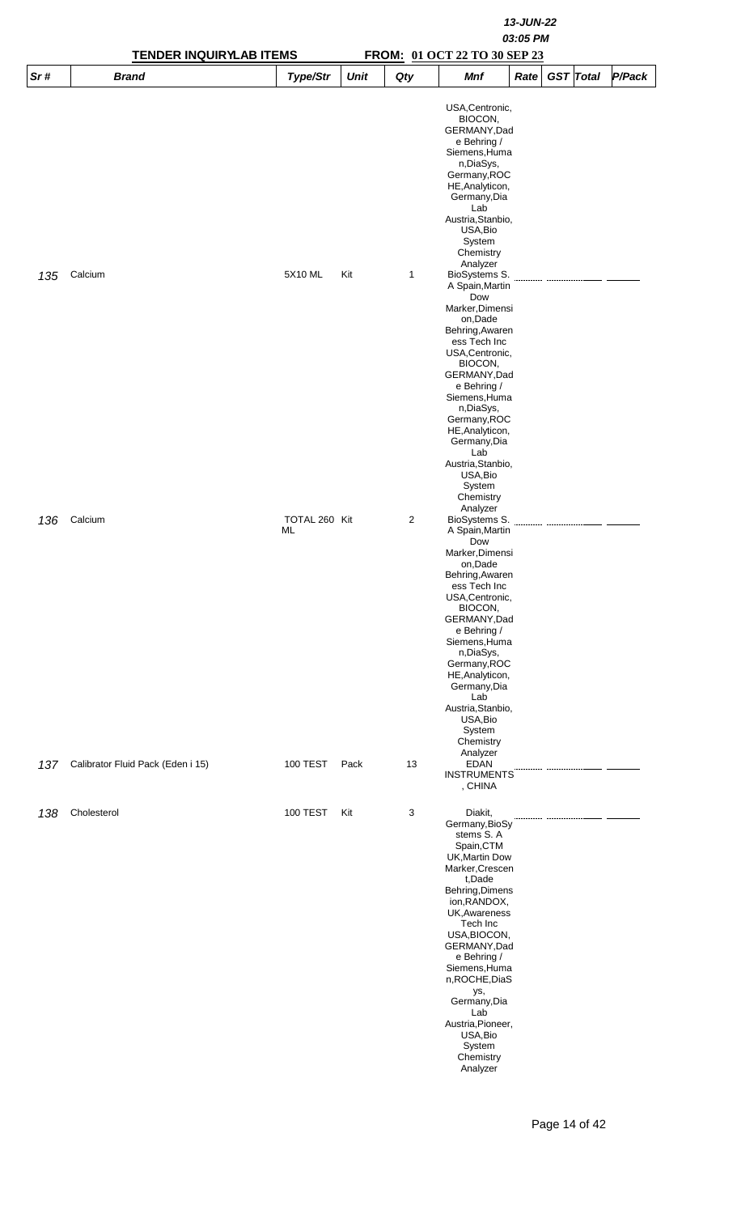| Sr # | Brand | Type/Str | Unit | Qty | Mnf | Rate | GST | Total | P/Pack |
|---|---|---|---|---|---|---|---|---|---|
| | | | | | USA,Centronic, BIOCON, GERMANY,Dade Behring / Siemens,Human,DiaSys, Germany,ROCHE,Analyticon, Germany,Dia Lab Austria,Stanbio, USA,Bio System Chemistry Analyzer | | | | |
| 135 | Calcium | 5X10 ML | Kit | 1 | BioSystems S. A Spain,Martin Dow Marker,Dimension,Dade Behring,Awareness Tech Inc USA,Centronic, BIOCON, GERMANY,Dade Behring / Siemens,Human,DiaSys, Germany,ROCHE,Analyticon, Germany,Dia Lab Austria,Stanbio, USA,Bio System Chemistry Analyzer | | | | |
| 136 | Calcium | TOTAL 260 ML | Kit | 2 | BioSystems S. A Spain,Martin Dow Marker,Dimension,Dade Behring,Awareness Tech Inc USA,Centronic, BIOCON, GERMANY,Dade Behring / Siemens,Human,DiaSys, Germany,ROCHE,Analyticon, Germany,Dia Lab Austria,Stanbio, USA,Bio System Chemistry Analyzer | | | | |
| 137 | Calibrator Fluid Pack (Eden i 15) | 100 TEST | Pack | 13 | EDAN INSTRUMENTS, CHINA | | | | |
| 138 | Cholesterol | 100 TEST | Kit | 3 | Diakit, Germany,BioSystems S. A Spain,CTM UK,Martin Dow Marker,Crescent,Dade Behring,Dimension,RANDOX, UK,Awareness Tech Inc USA,BIOCON, GERMANY,Dade Behring / Siemens,Human,ROCHE,DiaSys, Germany,Dia Lab Austria,Pioneer, USA,Bio System Chemistry Analyzer | | | | |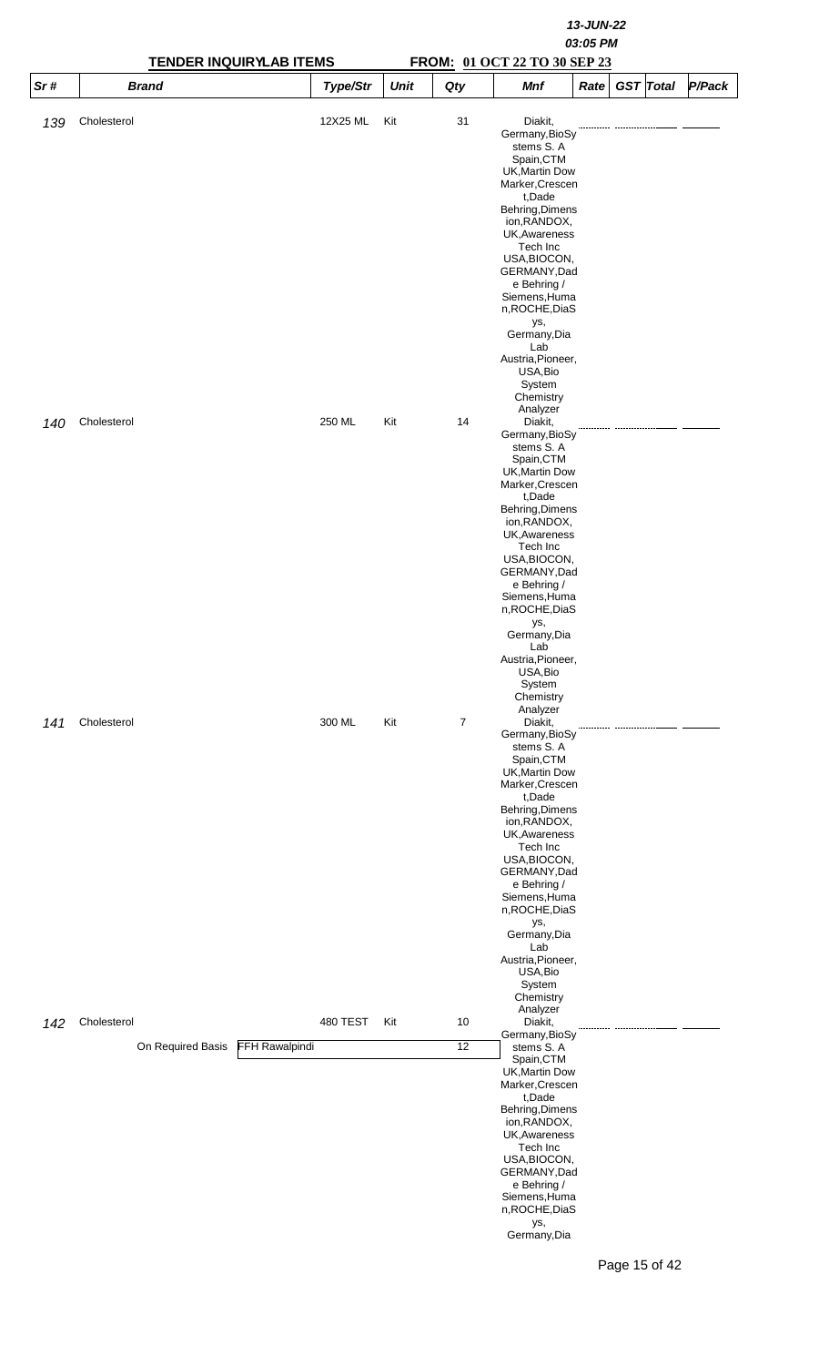13-JUN-22

03:05 PM

**TENDER INQUIRYLAB ITEMS** **FROM: 01 OCT 22 TO 30 SEP 23**

| Sr # | Brand | Type/Str | Unit | Qty | Mnf | Rate | GST | Total | P/Pack |
|---|---|---|---|---|---|---|---|---|---|
| 139 | Cholesterol | 12X25 ML | Kit | 31 | Diakit, Germany,BioSystems S. A Spain,CTM UK,Martin Dow Marker,Crescent,Dade Behring,Dimension,RANDOX, UK,Awareness Tech Inc USA,BIOCON, GERMANY,Dade Behring / Siemens,Human,ROCHE,DiaSys, Germany,Dia Lab Austria,Pioneer, USA,Bio System Chemistry Analyzer | | | | |
| 140 | Cholesterol | 250 ML | Kit | 14 | Diakit, Germany,BioSystems S. A Spain,CTM UK,Martin Dow Marker,Crescent,Dade Behring,Dimension,RANDOX, UK,Awareness Tech Inc USA,BIOCON, GERMANY,Dade Behring / Siemens,Human,ROCHE,DiaSys, Germany,Dia Lab Austria,Pioneer, USA,Bio System Chemistry Analyzer | | | | |
| 141 | Cholesterol | 300 ML | Kit | 7 | Diakit, Germany,BioSystems S. A Spain,CTM UK,Martin Dow Marker,Crescent,Dade Behring,Dimension,RANDOX, UK,Awareness Tech Inc USA,BIOCON, GERMANY,Dade Behring / Siemens,Human,ROCHE,DiaSys, Germany,Dia Lab Austria,Pioneer, USA,Bio System Chemistry Analyzer | | | | |
| 142 | Cholesterol | 480 TEST | Kit | 10 | Diakit, Germany,BioSystems S. A Spain,CTM UK,Martin Dow Marker,Crescent,Dade Behring,Dimension,RANDOX, UK,Awareness Tech Inc USA,BIOCON, GERMANY,Dade Behring / Siemens,Human,ROCHE,DiaSys, Germany,Dia | | | | |
| | On Required Basis FFH Rawalpindi | | | 12 | | | | | |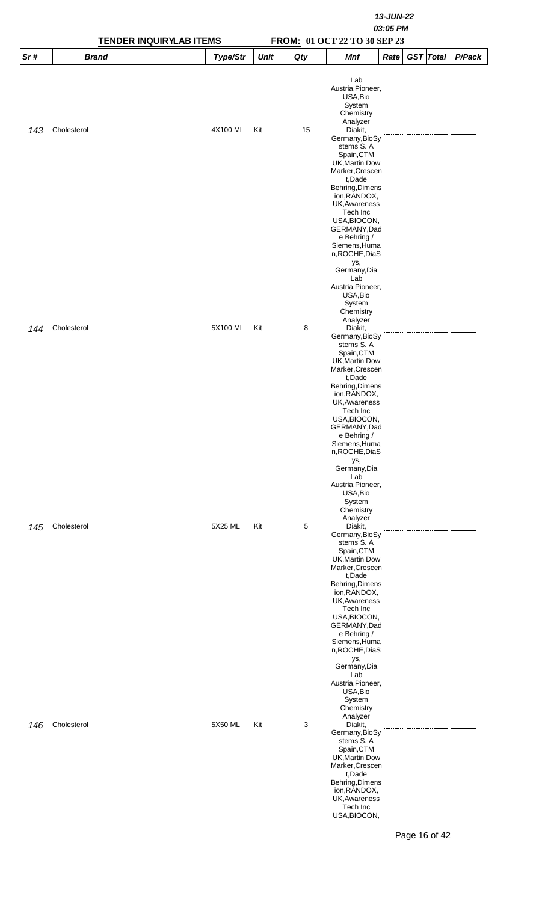13-JUN-22
03:05 PM

**TENDER INQUIRYLAB ITEMS** **FROM: 01 OCT 22 TO 30 SEP 23**

| Sr # | Brand | Type/Str | Unit | Qty | Mnf | Rate | GST | Total | P/Pack |
|---|---|---|---|---|---|---|---|---|---|
| 143 | Cholesterol | 4X100 ML | Kit | 15 | Lab Austria,Pioneer, USA,Bio System Chemistry Analyzer Diakit, Germany,BioSystems S. A Spain,CTM UK,Martin Dow Marker,Crescent,Dade Behring,Dimension,RANDOX, UK,Awareness Tech Inc USA,BIOCON, GERMANY,Dade Behring / Siemens,Human,ROCHE,DiaSys, Germany,Dia | | | | |
| 144 | Cholesterol | 5X100 ML | Kit | 8 | Lab Austria,Pioneer, USA,Bio System Chemistry Analyzer Diakit, Germany,BioSystems S. A Spain,CTM UK,Martin Dow Marker,Crescent,Dade Behring,Dimension,RANDOX, UK,Awareness Tech Inc USA,BIOCON, GERMANY,Dade Behring / Siemens,Human,ROCHE,DiaSys, Germany,Dia | | | | |
| 145 | Cholesterol | 5X25 ML | Kit | 5 | Lab Austria,Pioneer, USA,Bio System Chemistry Analyzer Diakit, Germany,BioSystems S. A Spain,CTM UK,Martin Dow Marker,Crescent,Dade Behring,Dimension,RANDOX, UK,Awareness Tech Inc USA,BIOCON, GERMANY,Dade Behring / Siemens,Human,ROCHE,DiaSys, Germany,Dia | | | | |
| 146 | Cholesterol | 5X50 ML | Kit | 3 | Lab Austria,Pioneer, USA,Bio System Chemistry Analyzer Diakit, Germany,BioSystems S. A Spain,CTM UK,Martin Dow Marker,Crescent,Dade Behring,Dimension,RANDOX, UK,Awareness Tech Inc USA,BIOCON, | | | | |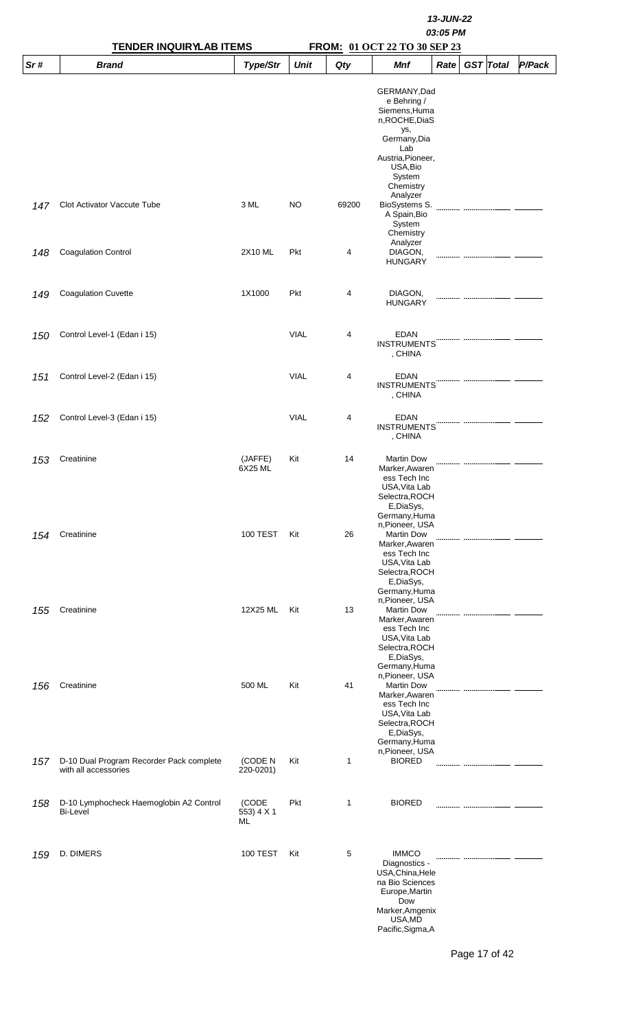| Sr # | Brand | Type/Str | Unit | Qty | Mnf | Rate | GST | Total | P/Pack |
|---|---|---|---|---|---|---|---|---|---|
| 147 | Clot Activator Vaccute Tube | 3 ML | NO | 69200 | GERMANY,Dade Behring / Siemens,Human,ROCHE,DiaSys, Germany,Dia Lab Austria,Pioneer, USA,Bio System Chemistry Analyzer BioSystems S. A Spain,Bio System Chemistry Analyzer | | | | |
| 148 | Coagulation Control | 2X10 ML | Pkt | 4 | DIAGON, HUNGARY | | | | |
| 149 | Coagulation Cuvette | 1X1000 | Pkt | 4 | DIAGON, HUNGARY | | | | |
| 150 | Control Level-1 (Edan i 15) | | VIAL | 4 | EDAN INSTRUMENTS, CHINA | | | | |
| 151 | Control Level-2 (Edan i 15) | | VIAL | 4 | EDAN INSTRUMENTS, CHINA | | | | |
| 152 | Control Level-3 (Edan i 15) | | VIAL | 4 | EDAN INSTRUMENTS, CHINA | | | | |
| 153 | Creatinine | (JAFFE) 6X25 ML | Kit | 14 | Martin Dow Marker,Awareness Tech Inc USA,Vita Lab Selectra,ROCHE,DiaSys, Germany,Human,Pioneer, USA | | | | |
| 154 | Creatinine | 100 TEST | Kit | 26 | Martin Dow Marker,Awareness Tech Inc USA,Vita Lab Selectra,ROCHE,DiaSys, Germany,Human,Pioneer, USA | | | | |
| 155 | Creatinine | 12X25 ML | Kit | 13 | Martin Dow Marker,Awareness Tech Inc USA,Vita Lab Selectra,ROCHE,DiaSys, Germany,Human,Pioneer, USA | | | | |
| 156 | Creatinine | 500 ML | Kit | 41 | Martin Dow Marker,Awareness Tech Inc USA,Vita Lab Selectra,ROCHE,DiaSys, Germany,Human,Pioneer, USA | | | | |
| 157 | D-10 Dual Program Recorder Pack complete with all accessories | (CODE N 220-0201) | Kit | 1 | BIORED | | | | |
| 158 | D-10 Lymphocheck Haemoglobin A2 Control Bi-Level | (CODE 553) 4 X 1 ML | Pkt | 1 | BIORED | | | | |
| 159 | D. DIMERS | 100 TEST | Kit | 5 | IMMCO Diagnostics - USA,China,Helena Bio Sciences Europe,Martin Dow Marker,Amgenix USA,MD Pacific,Sigma,A | | | | |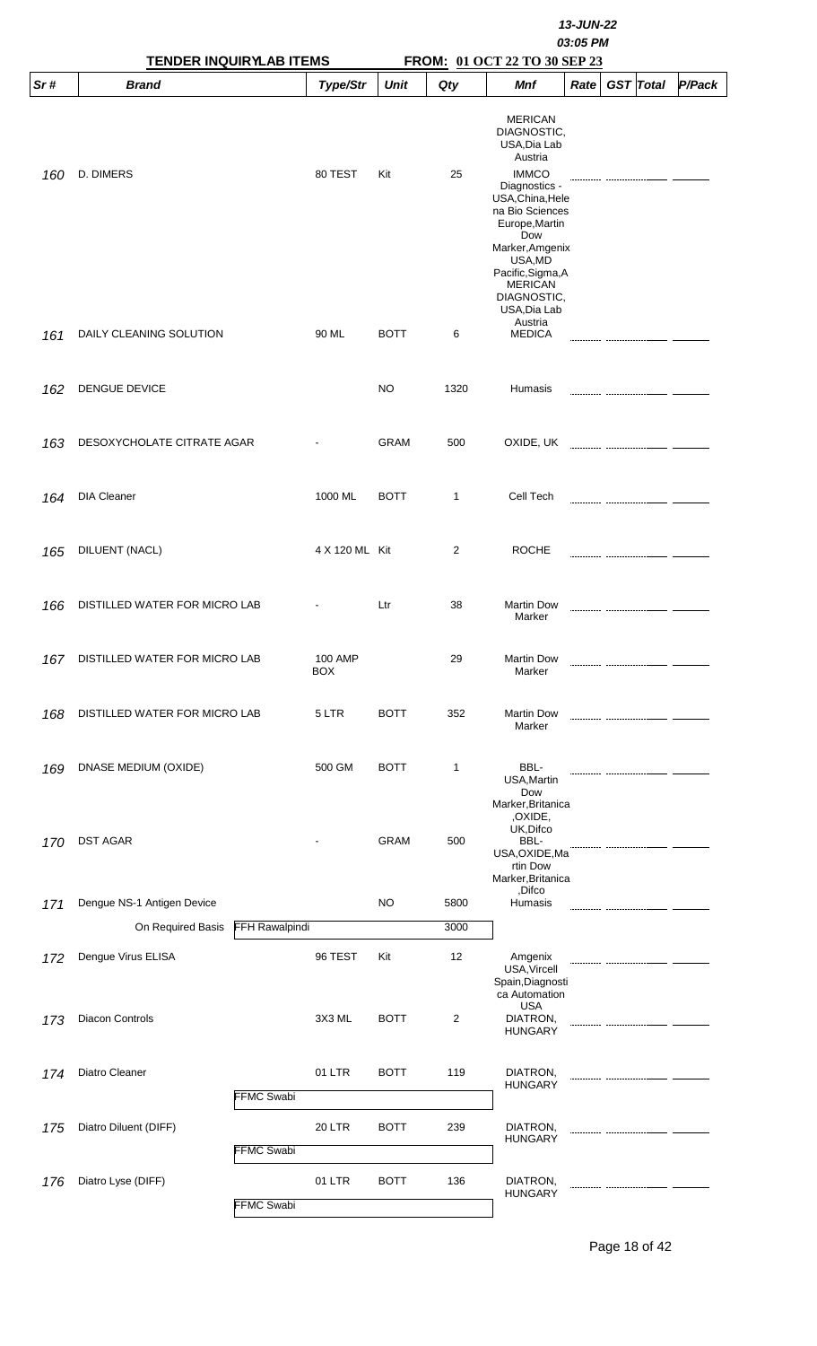13-JUN-22
03:05 PM

**TENDER INQUIRY LAB ITEMS** — **FROM: 01 OCT 22 TO 30 SEP 23**

| Sr # | Brand | Type/Str | Unit | Qty | Mnf | Rate | GST | Total | P/Pack |
|---|---|---|---|---|---|---|---|---|---|
| 160 | D. DIMERS | 80 TEST | Kit | 25 | MERICAN DIAGNOSTIC, USA,Dia Lab Austria, IMMCO Diagnostics - USA,China,Helena Bio Sciences Europe,Martin Dow Marker,Amgenix USA,MD Pacific,Sigma,A | | | | |
| 161 | DAILY CLEANING SOLUTION | 90 ML | BOTT | 6 | MERICAN DIAGNOSTIC, USA,Dia Lab Austria MEDICA | | | | |
| 162 | DENGUE DEVICE | | NO | 1320 | Humasis | | | | |
| 163 | DESOXYCHOLATE CITRATE AGAR | - | GRAM | 500 | OXIDE, UK | | | | |
| 164 | DIA Cleaner | 1000 ML | BOTT | 1 | Cell Tech | | | | |
| 165 | DILUENT (NACL) | 4 X 120 ML | Kit | 2 | ROCHE | | | | |
| 166 | DISTILLED WATER FOR MICRO LAB | - | Ltr | 38 | Martin Dow Marker | | | | |
| 167 | DISTILLED WATER FOR MICRO LAB | 100 AMP BOX | | 29 | Martin Dow Marker | | | | |
| 168 | DISTILLED WATER FOR MICRO LAB | 5 LTR | BOTT | 352 | Martin Dow Marker | | | | |
| 169 | DNASE MEDIUM (OXIDE) | 500 GM | BOTT | 1 | BBL-USA,Martin Dow Marker,Britanica ,OXIDE, UK,Difco | | | | |
| 170 | DST AGAR | - | GRAM | 500 | BBL-USA,OXIDE,Martin Dow Marker,Britanica ,Difco | | | | |
| 171 | Dengue NS-1 Antigen Device | | NO | 5800 | Humasis | | | | |
| | On Required Basis — FFH Rawalpindi | | | 3000 | | | | | |
| 172 | Dengue Virus ELISA | 96 TEST | Kit | 12 | Amgenix USA,Vircell Spain,Diagnostica Automation USA | | | | |
| 173 | Diacon Controls | 3X3 ML | BOTT | 2 | DIATRON, HUNGARY | | | | |
| 174 | Diatro Cleaner | 01 LTR | BOTT | 119 | DIATRON, HUNGARY | | | | |
| | FFMC Swabi | | | | | | | | |
| 175 | Diatro Diluent (DIFF) | 20 LTR | BOTT | 239 | DIATRON, HUNGARY | | | | |
| | FFMC Swabi | | | | | | | | |
| 176 | Diatro Lyse (DIFF) | 01 LTR | BOTT | 136 | DIATRON, HUNGARY | | | | |
| | FFMC Swabi | | | | | | | | |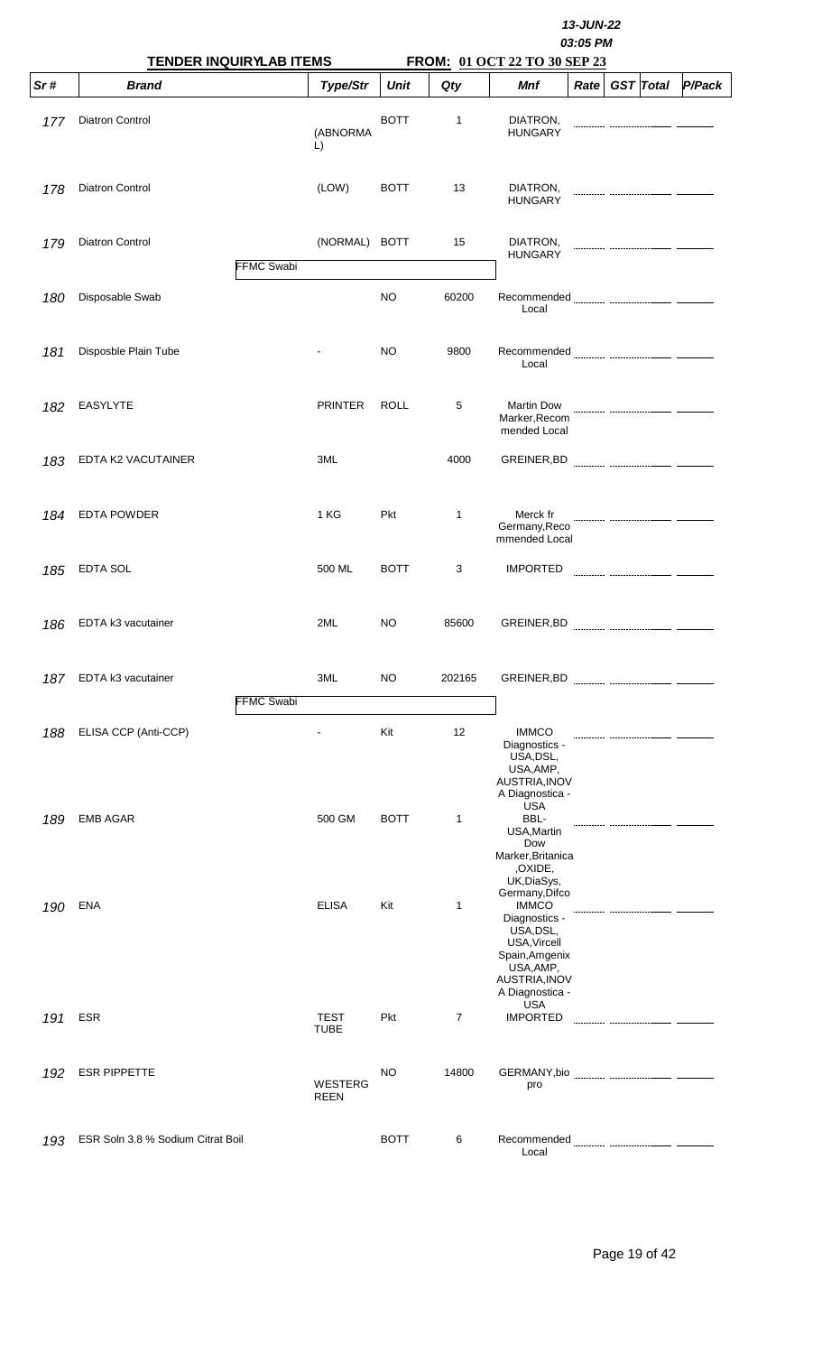13-JUN-22

03:05 PM

**TENDER INQUIRYLAB ITEMS** **FROM: 01 OCT 22 TO 30 SEP 23**

| Sr # | Brand | Type/Str | Unit | Qty | Mnf | Rate | GST | Total | P/Pack |
|---|---|---|---|---|---|---|---|---|---|
| 177 | Diatron Control | (ABNORMAL) | BOTT | 1 | DIATRON, HUNGARY | | | | |
| 178 | Diatron Control | (LOW) | BOTT | 13 | DIATRON, HUNGARY | | | | |
| 179 | Diatron Control | (NORMAL) | BOTT | 15 | DIATRON, HUNGARY | | | | |
| | FFMC Swabi | | | | | | | | |
| 180 | Disposable Swab | | NO | 60200 | Recommended Local | | | | |
| 181 | Disposble Plain Tube | - | NO | 9800 | Recommended Local | | | | |
| 182 | EASYLYTE | PRINTER | ROLL | 5 | Martin Dow Marker,Recommended Local | | | | |
| 183 | EDTA K2 VACUTAINER | 3ML | | 4000 | GREINER,BD | | | | |
| 184 | EDTA POWDER | 1 KG | Pkt | 1 | Merck fr Germany,Recommended Local | | | | |
| 185 | EDTA SOL | 500 ML | BOTT | 3 | IMPORTED | | | | |
| 186 | EDTA k3 vacutainer | 2ML | NO | 85600 | GREINER,BD | | | | |
| 187 | EDTA k3 vacutainer | 3ML | NO | 202165 | GREINER,BD | | | | |
| | FFMC Swabi | | | | | | | | |
| 188 | ELISA CCP (Anti-CCP) | - | Kit | 12 | IMMCO Diagnostics - USA,DSL, USA,AMP, AUSTRIA,INOVA Diagnostica - USA | | | | |
| 189 | EMB AGAR | 500 GM | BOTT | 1 | BBL- USA,Martin Dow Marker,Britanica ,OXIDE, UK,DiaSys, Germany,Difco | | | | |
| 190 | ENA | ELISA | Kit | 1 | IMMCO Diagnostics - USA,DSL, USA,Vircell Spain,Amgenix USA,AMP, AUSTRIA,INOVA Diagnostica - USA | | | | |
| 191 | ESR | TEST TUBE | Pkt | 7 | IMPORTED | | | | |
| 192 | ESR PIPPETTE | WESTERGREEN | NO | 14800 | GERMANY,bio pro | | | | |
| 193 | ESR Soln 3.8 % Sodium Citrat Boil | | BOTT | 6 | Recommended Local | | | | |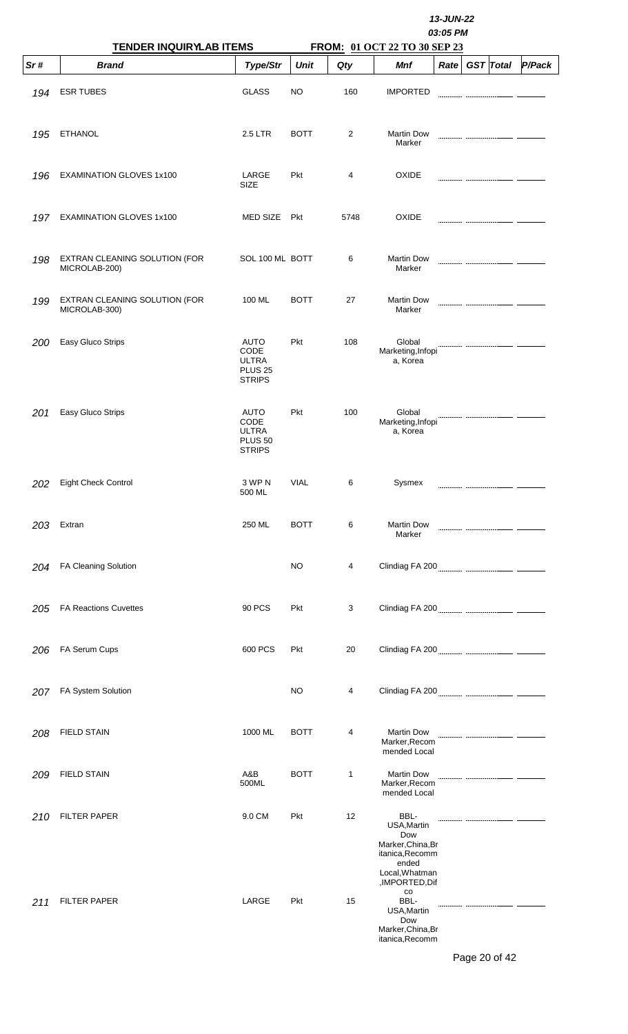13-JUN-22
03:05 PM

**TENDER INQUIRY/LAB ITEMS** **FROM: 01 OCT 22 TO 30 SEP 23**

| Sr # | Brand | Type/Str | Unit | Qty | Mnf | Rate | GST | Total | P/Pack |
|---|---|---|---|---|---|---|---|---|---|
| 194 | ESR TUBES | GLASS | NO | 160 | IMPORTED | | | | |
| 195 | ETHANOL | 2.5 LTR | BOTT | 2 | Martin Dow Marker | | | | |
| 196 | EXAMINATION GLOVES 1x100 | LARGE SIZE | Pkt | 4 | OXIDE | | | | |
| 197 | EXAMINATION GLOVES 1x100 | MED SIZE | Pkt | 5748 | OXIDE | | | | |
| 198 | EXTRAN CLEANING SOLUTION (FOR MICROLAB-200) | SOL 100 ML | BOTT | 6 | Martin Dow Marker | | | | |
| 199 | EXTRAN CLEANING SOLUTION (FOR MICROLAB-300) | 100 ML | BOTT | 27 | Martin Dow Marker | | | | |
| 200 | Easy Gluco Strips | AUTO CODE ULTRA PLUS 25 STRIPS | Pkt | 108 | Global Marketing,Infopia, Korea | | | | |
| 201 | Easy Gluco Strips | AUTO CODE ULTRA PLUS 50 STRIPS | Pkt | 100 | Global Marketing,Infopia, Korea | | | | |
| 202 | Eight Check Control | 3 WP N 500 ML | VIAL | 6 | Sysmex | | | | |
| 203 | Extran | 250 ML | BOTT | 6 | Martin Dow Marker | | | | |
| 204 | FA Cleaning Solution | | NO | 4 | Clindiag FA 200 | | | | |
| 205 | FA Reactions Cuvettes | 90 PCS | Pkt | 3 | Clindiag FA 200 | | | | |
| 206 | FA Serum Cups | 600 PCS | Pkt | 20 | Clindiag FA 200 | | | | |
| 207 | FA System Solution | | NO | 4 | Clindiag FA 200 | | | | |
| 208 | FIELD STAIN | 1000 ML | BOTT | 4 | Martin Dow Marker,Recommended Local | | | | |
| 209 | FIELD STAIN | A&B 500ML | BOTT | 1 | Martin Dow Marker,Recommended Local | | | | |
| 210 | FILTER PAPER | 9.0 CM | Pkt | 12 | BBL-USA,Martin Dow Marker,China,Britanica,Recommended Local,Whatman,IMPORTED,Difco | | | | |
| 211 | FILTER PAPER | LARGE | Pkt | 15 | BBL-USA,Martin Dow Marker,China,Britanica,Recomm | | | | |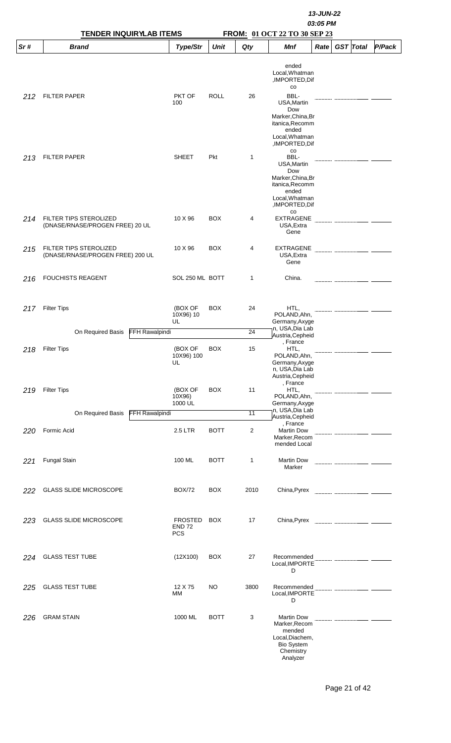| Sr # | Brand | Type/Str | Unit | Qty | Mnf | Rate | GST | Total | P/Pack |
|---|---|---|---|---|---|---|---|---|---|
| | | | | | ended Local,Whatman ,IMPORTED,Difco | | | | |
| 212 | FILTER PAPER | PKT OF 100 | ROLL | 26 | BBL-USA,Martin Dow Marker,China,Britanica,Recommended Local,Whatman ,IMPORTED,Difco | | | | |
| 213 | FILTER PAPER | SHEET | Pkt | 1 | BBL-USA,Martin Dow Marker,China,Britanica,Recommended Local,Whatman ,IMPORTED,Difco | | | | |
| 214 | FILTER TIPS STEROLIZED (DNASE/RNASE/PROGEN FREE) 20 UL | 10 X 96 | BOX | 4 | EXTRAGENE USA,Extra Gene | | | | |
| 215 | FILTER TIPS STEROLIZED (DNASE/RNASE/PROGEN FREE) 200 UL | 10 X 96 | BOX | 4 | EXTRAGENE USA,Extra Gene | | | | |
| 216 | FOUCHISTS REAGENT | SOL 250 ML | BOTT | 1 | China. | | | | |
| 217 | Filter Tips | (BOX OF 10X96) 10 UL | BOX | 24 | HTL, POLAND,Ahn, Germany,Axygen, USA,Dia Lab Austria,Cepheid , France | | | | |
| | On Required Basis FFH Rawalpindi | | | 24 | | | | | |
| 218 | Filter Tips | (BOX OF 10X96) 100 UL | BOX | 15 | HTL, POLAND,Ahn, Germany,Axygen, USA,Dia Lab Austria,Cepheid , France | | | | |
| 219 | Filter Tips | (BOX OF 10X96) 1000 UL | BOX | 11 | HTL, POLAND,Ahn, Germany,Axygen, USA,Dia Lab Austria,Cepheid , France | | | | |
| | On Required Basis FFH Rawalpindi | | | 11 | | | | | |
| 220 | Formic Acid | 2.5 LTR | BOTT | 2 | Martin Dow Marker,Recommended Local | | | | |
| 221 | Fungal Stain | 100 ML | BOTT | 1 | Martin Dow Marker | | | | |
| 222 | GLASS SLIDE MICROSCOPE | BOX/72 | BOX | 2010 | China,Pyrex | | | | |
| 223 | GLASS SLIDE MICROSCOPE | FROSTED END 72 PCS | BOX | 17 | China,Pyrex | | | | |
| 224 | GLASS TEST TUBE | (12X100) | BOX | 27 | Recommended Local,IMPORTED | | | | |
| 225 | GLASS TEST TUBE | 12 X 75 MM | NO | 3800 | Recommended Local,IMPORTED | | | | |
| 226 | GRAM STAIN | 1000 ML | BOTT | 3 | Martin Dow Marker,Recommended Local,Diachem, Bio System Chemistry Analyzer | | | | |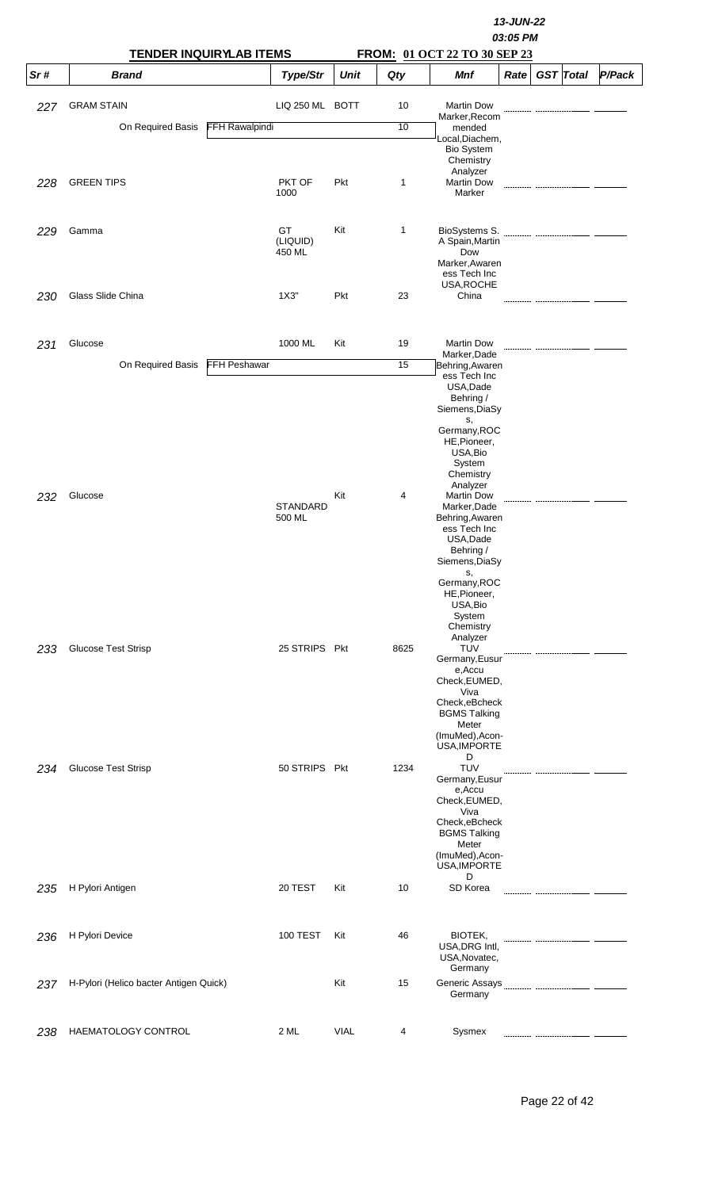13-JUN-22
03:05 PM

**TENDER INQUIRYLAB ITEMS** **FROM: 01 OCT 22 TO 30 SEP 23**

| Sr # | Brand | Type/Str | Unit | Qty | Mnf | Rate | GST | Total | P/Pack |
|---|---|---|---|---|---|---|---|---|---|
| 227 | GRAM STAIN | LIQ 250 ML | BOTT | 10 | Martin Dow Marker,Recommended Local,Diachem,Bio System Chemistry Analyzer | | | | |
| | On Required Basis FFH Rawalpindi | | | 10 | | | | | |
| 228 | GREEN TIPS | PKT OF 1000 | Pkt | 1 | Martin Dow Marker | | | | |
| 229 | Gamma | GT (LIQUID) 450 ML | Kit | 1 | BioSystems S. A Spain,Martin Dow Marker,Awareness Tech Inc USA,ROCHE | | | | |
| 230 | Glass Slide China | 1X3" | Pkt | 23 | China | | | | |
| 231 | Glucose | 1000 ML | Kit | 19 | Martin Dow Marker,Dade Behring,Awareness Tech Inc USA,Dade Behring / Siemens,DiaSys, Germany,ROCHE,Pioneer, USA,Bio System Chemistry Analyzer | | | | |
| | On Required Basis FFH Peshawar | | | 15 | | | | | |
| 232 | Glucose | STANDARD 500 ML | Kit | 4 | Martin Dow Marker,Dade Behring,Awareness Tech Inc USA,Dade Behring / Siemens,DiaSys, Germany,ROCHE,Pioneer, USA,Bio System Chemistry Analyzer | | | | |
| 233 | Glucose Test Strisp | 25 STRIPS | Pkt | 8625 | TUV Germany,Eusure,Accu Check,EUMED, Viva Check,eBcheck BGMS Talking Meter (ImuMed),Acon-USA,IMPORTED | | | | |
| 234 | Glucose Test Strisp | 50 STRIPS | Pkt | 1234 | TUV Germany,Eusure,Accu Check,EUMED, Viva Check,eBcheck BGMS Talking Meter (ImuMed),Acon-USA,IMPORTED | | | | |
| 235 | H Pylori Antigen | 20 TEST | Kit | 10 | SD Korea | | | | |
| 236 | H Pylori Device | 100 TEST | Kit | 46 | BIOTEK, USA,DRG Intl, USA,Novatec, Germany | | | | |
| 237 | H-Pylori (Helico bacter Antigen Quick) | | Kit | 15 | Generic Assays Germany | | | | |
| 238 | HAEMATOLOGY CONTROL | 2 ML | VIAL | 4 | Sysmex | | | | |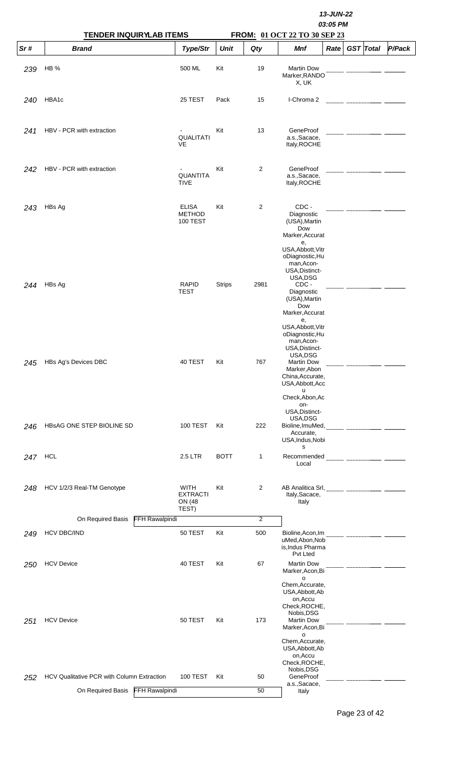13-JUN-22
03:05 PM

**TENDER INQUIRY/LAB ITEMS** **FROM: 01 OCT 22 TO 30 SEP 23**

| Sr # | Brand | Type/Str | Unit | Qty | Mnf | Rate | GST | Total | P/Pack |
|---|---|---|---|---|---|---|---|---|---|
| 239 | HB % | 500 ML | Kit | 19 | Martin Dow Marker,RANDOX, UK | | | | |
| 240 | HBA1c | 25 TEST | Pack | 15 | I-Chroma 2 | | | | |
| 241 | HBV - PCR with extraction | - QUALITATIVE | Kit | 13 | GeneProof a.s.,Sacace, Italy,ROCHE | | | | |
| 242 | HBV - PCR with extraction | - QUANTITATIVE | Kit | 2 | GeneProof a.s.,Sacace, Italy,ROCHE | | | | |
| 243 | HBs Ag | ELISA METHOD 100 TEST | Kit | 2 | CDC - Diagnostic (USA),Martin Dow Marker,Accurate, USA,Abbott,VitroDiagnostic,Human,Acon-USA,Distinct-USA,DSG | | | | |
| 244 | HBs Ag | RAPID TEST | Strips | 2981 | CDC - Diagnostic (USA),Martin Dow Marker,Accurate, USA,Abbott,VitroDiagnostic,Human,Acon-USA,Distinct-USA,DSG | | | | |
| 245 | HBs Ag's Devices DBC | 40 TEST | Kit | 767 | Martin Dow Marker,Abon China,Accurate, USA,Abbott,Accu Check,Abon,Acon-USA,Distinct-USA,DSG | | | | |
| 246 | HBsAG ONE STEP BIOLINE SD | 100 TEST | Kit | 222 | Bioline,ImuMed, Accurate, USA,Indus,Nobis | | | | |
| 247 | HCL | 2.5 LTR | BOTT | 1 | Recommended Local | | | | |
| 248 | HCV 1/2/3 Real-TM Genotype | WITH EXTRACTION (48 TEST) | Kit | 2 | AB Analitica Srl, Italy,Sacace, Italy | | | | |
| | On Required Basis FFH Rawalpindi | | | 2 | | | | | |
| 249 | HCV DBC/IND | 50 TEST | Kit | 500 | Bioline,Acon,ImuMed,Abon,Nobis,Indus Pharma Pvt Lted | | | | |
| 250 | HCV Device | 40 TEST | Kit | 67 | Martin Dow Marker,Acon,Bio Chem,Accurate, USA,Abbott,Abon,Accu Check,ROCHE, Nobis,DSG | | | | |
| 251 | HCV Device | 50 TEST | Kit | 173 | Martin Dow Marker,Acon,Bio Chem,Accurate, USA,Abbott,Abon,Accu Check,ROCHE, Nobis,DSG | | | | |
| 252 | HCV Qualitative PCR with Column Extraction | 100 TEST | Kit | 50 | GeneProof a.s.,Sacace, Italy | | | | |
| | On Required Basis FFH Rawalpindi | | | 50 | | | | | |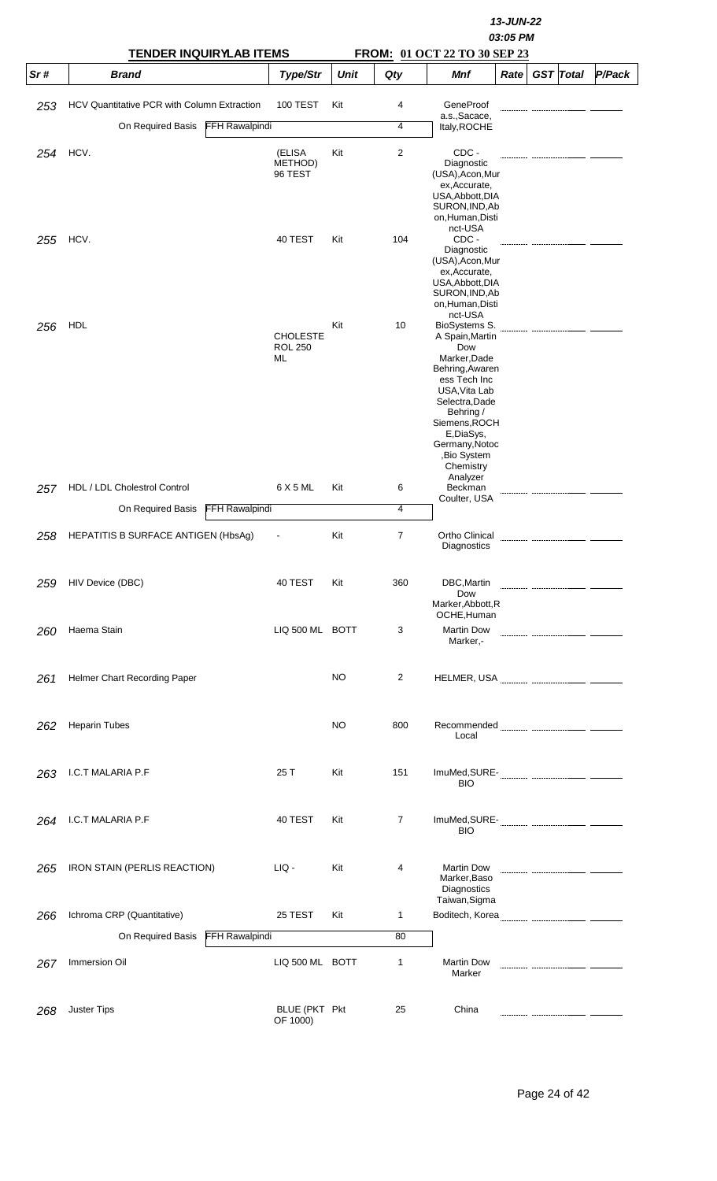13-JUN-22
03:05 PM

**TENDER INQUIRYLAB ITEMS** **FROM: 01 OCT 22 TO 30 SEP 23**

| Sr # | Brand | Type/Str | Unit | Qty | Mnf | Rate | GST | Total | P/Pack |
|---|---|---|---|---|---|---|---|---|---|
| 253 | HCV Quantitative PCR with Column Extraction | 100 TEST | Kit | 4 | GeneProof a.s.,Sacace, Italy,ROCHE | | | | |
| | On Required Basis FFH Rawalpindi | | | 4 | | | | | |
| 254 | HCV. | (ELISA METHOD) 96 TEST | Kit | 2 | CDC - Diagnostic (USA),Acon,Murex,Accurate, USA,Abbott,DIASURON,IND,Abon,Human,Distinct-USA | | | | |
| 255 | HCV. | 40 TEST | Kit | 104 | CDC - Diagnostic (USA),Acon,Murex,Accurate, USA,Abbott,DIASURON,IND,Abon,Human,Distinct-USA | | | | |
| 256 | HDL | CHOLESTEROL 250 ML | Kit | 10 | BioSystems S. A Spain,Martin Dow Marker,Dade Behring,Awareness Tech Inc USA,Vita Lab Selectra,Dade Behring / Siemens,ROCHE,DiaSys, Germany,Notoc ,Bio System Chemistry Analyzer | | | | |
| 257 | HDL / LDL Cholestrol Control | 6 X 5 ML | Kit | 6 | Beckman Coulter, USA | | | | |
| | On Required Basis FFH Rawalpindi | | | 4 | | | | | |
| 258 | HEPATITIS B SURFACE ANTIGEN (HbsAg) | - | Kit | 7 | Ortho Clinical Diagnostics | | | | |
| 259 | HIV Device (DBC) | 40 TEST | Kit | 360 | DBC,Martin Dow Marker,Abbott,ROCHE,Human | | | | |
| 260 | Haema Stain | LIQ 500 ML | BOTT | 3 | Martin Dow Marker,- | | | | |
| 261 | Helmer Chart Recording Paper | | NO | 2 | HELMER, USA | | | | |
| 262 | Heparin Tubes | | NO | 800 | Recommended Local | | | | |
| 263 | I.C.T MALARIA P.F | 25 T | Kit | 151 | ImuMed,SURE-BIO | | | | |
| 264 | I.C.T MALARIA P.F | 40 TEST | Kit | 7 | ImuMed,SURE-BIO | | | | |
| 265 | IRON STAIN (PERLIS REACTION) | LIQ - | Kit | 4 | Martin Dow Marker,Baso Diagnostics Taiwan,Sigma | | | | |
| 266 | Ichroma CRP (Quantitative) | 25 TEST | Kit | 1 | Boditech, Korea | | | | |
| | On Required Basis FFH Rawalpindi | | | 80 | | | | | |
| 267 | Immersion Oil | LIQ 500 ML | BOTT | 1 | Martin Dow Marker | | | | |
| 268 | Juster Tips | BLUE (PKT OF 1000) | Pkt | 25 | China | | | | |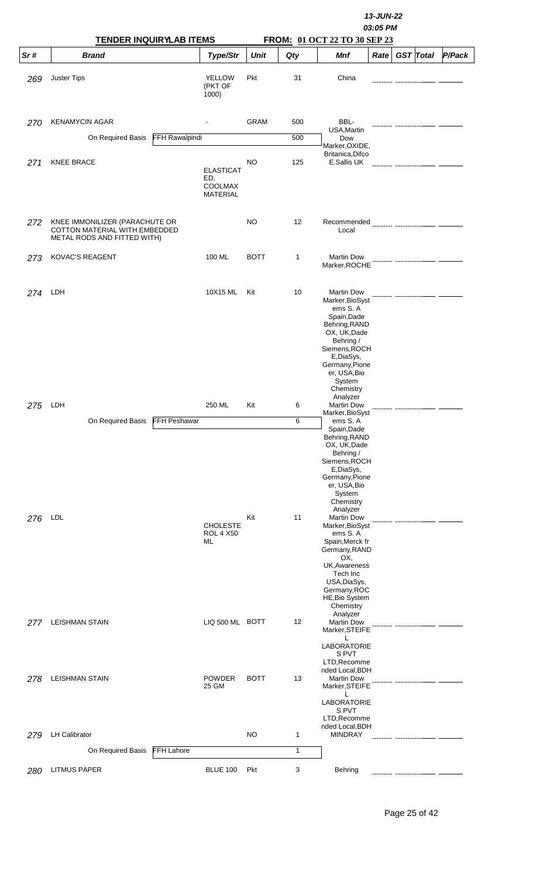13-JUN-22
03:05 PM

**TENDER INQUIRY/LAB ITEMS** **FROM: 01 OCT 22 TO 30 SEP 23**

| Sr # | Brand | Type/Str | Unit | Qty | Mnf | Rate | GST | Total | P/Pack |
|---|---|---|---|---|---|---|---|---|---|
| 269 | Juster Tips | YELLOW (PKT OF 1000) | Pkt | 31 | China | | | | |
| 270 | KENAMYCIN AGAR | - | GRAM | 500 | BBL-USA,Martin Dow Marker,OXIDE, Britanica,Difco | | | | |
| | On Required Basis — FFH Rawalpindi | | | 500 | | | | | |
| 271 | KNEE BRACE | ELASTICATED, COOLMAX MATERIAL | NO | 125 | E.Sallis UK | | | | |
| 272 | KNEE IMMONILIZER (PARACHUTE OR COTTON MATERIAL WITH EMBEDDED METAL RODS AND FITTED WITH) | | NO | 12 | Recommended Local | | | | |
| 273 | KOVAC'S REAGENT | 100 ML | BOTT | 1 | Martin Dow Marker,ROCHE | | | | |
| 274 | LDH | 10X15 ML | Kit | 10 | Martin Dow Marker,BioSystems S. A Spain,Dade Behring,RANDOX, UK,Dade Behring / Siemens,ROCHE,DiaSys, Germany,Pioneer, USA,Bio System Chemistry Analyzer | | | | |
| 275 | LDH | 250 ML | Kit | 6 | Martin Dow Marker,BioSystems S. A Spain,Dade Behring,RANDOX, UK,Dade Behring / Siemens,ROCHE,DiaSys, Germany,Pioneer, USA,Bio System Chemistry Analyzer | | | | |
| | On Required Basis — FFH Peshawar | | | 6 | | | | | |
| 276 | LDL | CHOLESTEROL 4 X50 ML | Kit | 11 | Martin Dow Marker,BioSystems S. A Spain,Merck fr Germany,RANDOX, UK,Awareness Tech Inc USA,DiaSys, Germany,ROCHE,Bio System Chemistry Analyzer | | | | |
| 277 | LEISHMAN STAIN | LIQ 500 ML | BOTT | 12 | Martin Dow Marker,STEIFEL LABORATORIES PVT LTD,Recommended Local,BDH | | | | |
| 278 | LEISHMAN STAIN | POWDER 25 GM | BOTT | 13 | Martin Dow Marker,STEIFEL LABORATORIES PVT LTD,Recommended Local,BDH | | | | |
| 279 | LH Calibrator | | NO | 1 | MINDRAY | | | | |
| | On Required Basis — FFH Lahore | | | 1 | | | | | |
| 280 | LITMUS PAPER | BLUE 100 | Pkt | 3 | Behring | | | | |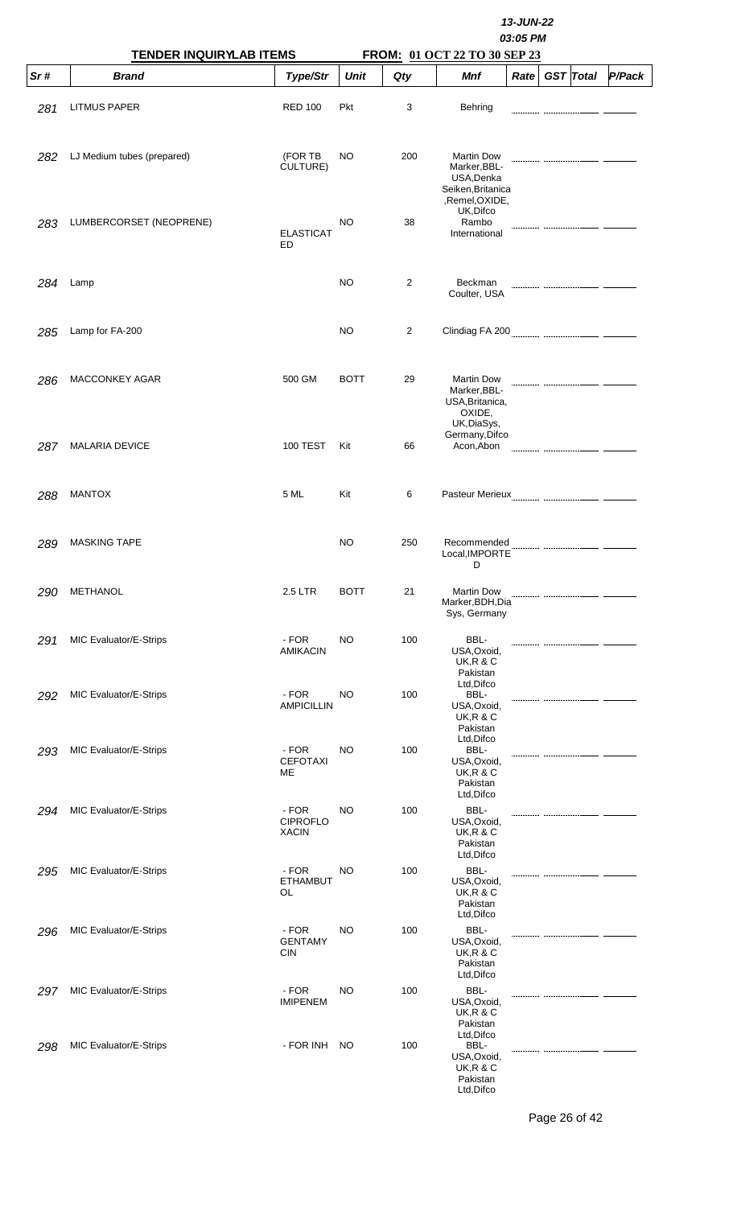| Sr # | Brand | Type/Str | Unit | Qty | Mnf | Rate | GST | Total | P/Pack |
|---|---|---|---|---|---|---|---|---|---|
| 281 | LITMUS PAPER | RED 100 | Pkt | 3 | Behring | | | | |
| 282 | LJ Medium tubes (prepared) | (FOR TB CULTURE) | NO | 200 | Martin Dow Marker,BBL-USA,Denka Seiken,Britanica,Remel,OXIDE, UK,Difco | | | | |
| 283 | LUMBERCORSET (NEOPRENE) | ELASTICATED | NO | 38 | Rambo International | | | | |
| 284 | Lamp | | NO | 2 | Beckman Coulter, USA | | | | |
| 285 | Lamp for FA-200 | | NO | 2 | Clindiag FA 200 | | | | |
| 286 | MACCONKEY AGAR | 500 GM | BOTT | 29 | Martin Dow Marker,BBL-USA,Britanica, OXIDE, UK,DiaSys, Germany,Difco | | | | |
| 287 | MALARIA DEVICE | 100 TEST | Kit | 66 | Acon,Abon | | | | |
| 288 | MANTOX | 5 ML | Kit | 6 | Pasteur Merieux | | | | |
| 289 | MASKING TAPE | | NO | 250 | Recommended Local,IMPORTED | | | | |
| 290 | METHANOL | 2.5 LTR | BOTT | 21 | Martin Dow Marker,BDH,DiaSys, Germany | | | | |
| 291 | MIC Evaluator/E-Strips | - FOR AMIKACIN | NO | 100 | BBL-USA,Oxoid, UK,R & C Pakistan Ltd,Difco | | | | |
| 292 | MIC Evaluator/E-Strips | - FOR AMPICILLIN | NO | 100 | BBL-USA,Oxoid, UK,R & C Pakistan Ltd,Difco | | | | |
| 293 | MIC Evaluator/E-Strips | - FOR CEFOTAXIME | NO | 100 | BBL-USA,Oxoid, UK,R & C Pakistan Ltd,Difco | | | | |
| 294 | MIC Evaluator/E-Strips | - FOR CIPROFLOXACIN | NO | 100 | BBL-USA,Oxoid, UK,R & C Pakistan Ltd,Difco | | | | |
| 295 | MIC Evaluator/E-Strips | - FOR ETHAMBUTOL | NO | 100 | BBL-USA,Oxoid, UK,R & C Pakistan Ltd,Difco | | | | |
| 296 | MIC Evaluator/E-Strips | - FOR GENTAMYCIN | NO | 100 | BBL-USA,Oxoid, UK,R & C Pakistan Ltd,Difco | | | | |
| 297 | MIC Evaluator/E-Strips | - FOR IMIPENEM | NO | 100 | BBL-USA,Oxoid, UK,R & C Pakistan Ltd,Difco | | | | |
| 298 | MIC Evaluator/E-Strips | - FOR INH | NO | 100 | BBL-USA,Oxoid, UK,R & C Pakistan Ltd,Difco | | | | |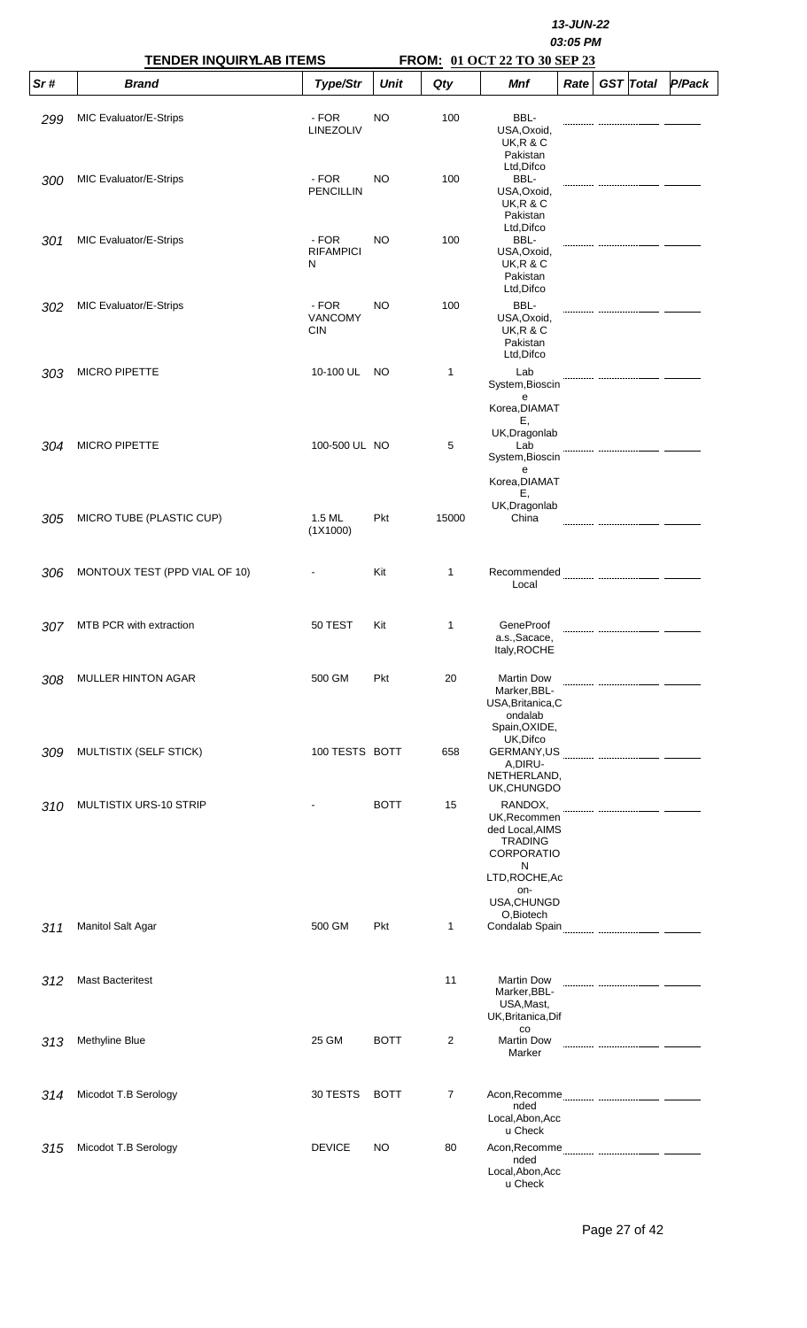13-JUN-22

03:05 PM

**TENDER INQUIRYLAB ITEMS** **FROM: 01 OCT 22 TO 30 SEP 23**

| Sr # | Brand | Type/Str | Unit | Qty | Mnf | Rate | GST | Total | P/Pack |
|---|---|---|---|---|---|---|---|---|---|
| 299 | MIC Evaluator/E-Strips | - FOR LINEZOLIV | NO | 100 | BBL-USA,Oxoid, UK,R & C Pakistan Ltd,Difco | | | | |
| 300 | MIC Evaluator/E-Strips | - FOR PENCILLIN | NO | 100 | BBL-USA,Oxoid, UK,R & C Pakistan Ltd,Difco | | | | |
| 301 | MIC Evaluator/E-Strips | - FOR RIFAMPICIN | NO | 100 | BBL-USA,Oxoid, UK,R & C Pakistan Ltd,Difco | | | | |
| 302 | MIC Evaluator/E-Strips | - FOR VANCOMYCIN | NO | 100 | BBL-USA,Oxoid, UK,R & C Pakistan Ltd,Difco | | | | |
| 303 | MICRO PIPETTE | 10-100 UL | NO | 1 | Lab System,Bioscine Korea,DIAMATE, UK,Dragonlab | | | | |
| 304 | MICRO PIPETTE | 100-500 UL | NO | 5 | Lab System,Bioscine Korea,DIAMATE, UK,Dragonlab | | | | |
| 305 | MICRO TUBE (PLASTIC CUP) | 1.5 ML (1X1000) | Pkt | 15000 | China | | | | |
| 306 | MONTOUX TEST (PPD VIAL OF 10) | - | Kit | 1 | Recommended Local | | | | |
| 307 | MTB PCR with extraction | 50 TEST | Kit | 1 | GeneProof a.s.,Sacace, Italy,ROCHE | | | | |
| 308 | MULLER HINTON AGAR | 500 GM | Pkt | 20 | Martin Dow Marker,BBL-USA,Britanica,Condalab Spain,OXIDE, UK,Difco | | | | |
| 309 | MULTISTIX (SELF STICK) | 100 TESTS | BOTT | 658 | GERMANY,USA,DIRU-NETHERLAND, UK,CHUNGDO | | | | |
| 310 | MULTISTIX URS-10 STRIP | - | BOTT | 15 | RANDOX, UK,Recommended Local,AIMS TRADING CORPORATION LTD,ROCHE,Acon-USA,CHUNGDO,Biotech | | | | |
| 311 | Manitol Salt Agar | 500 GM | Pkt | 1 | Condalab Spain | | | | |
| 312 | Mast Bacteritest | | | 11 | Martin Dow Marker,BBL-USA,Mast, UK,Britanica,Difco | | | | |
| 313 | Methyline Blue | 25 GM | BOTT | 2 | Martin Dow Marker | | | | |
| 314 | Micodot T.B Serology | 30 TESTS | BOTT | 7 | Acon,Recommended Local,Abon,Accu Check | | | | |
| 315 | Micodot T.B Serology | DEVICE | NO | 80 | Acon,Recommended Local,Abon,Accu Check | | | | |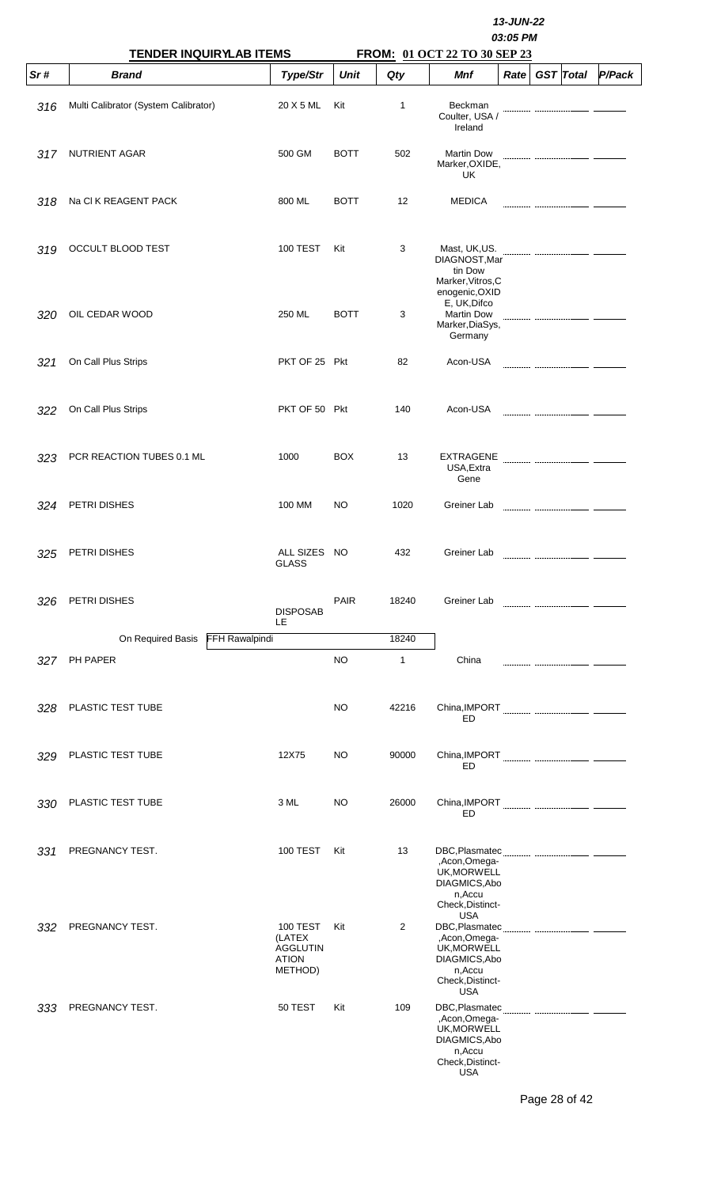**13-JUN-22**

**03:05 PM**

**TENDER INQUIRY/LAB ITEMS** **FROM: 01 OCT 22 TO 30 SEP 23**

| Sr # | Brand | Type/Str | Unit | Qty | Mnf | Rate | GST | Total | P/Pack |
|---|---|---|---|---|---|---|---|---|---|
| 316 | Multi Calibrator (System Calibrator) | 20 X 5 ML | Kit | 1 | Beckman Coulter, USA / Ireland | | | | |
| 317 | NUTRIENT AGAR | 500 GM | BOTT | 502 | Martin Dow Marker,OXIDE, UK | | | | |
| 318 | Na Cl K REAGENT PACK | 800 ML | BOTT | 12 | MEDICA | | | | |
| 319 | OCCULT BLOOD TEST | 100 TEST | Kit | 3 | Mast, UK,US. DIAGNOST,Martin Dow Marker,Vitros,Cenogenic,OXIDE, UK,Difco | | | | |
| 320 | OIL CEDAR WOOD | 250 ML | BOTT | 3 | Martin Dow Marker,DiaSys, Germany | | | | |
| 321 | On Call Plus Strips | PKT OF 25 | Pkt | 82 | Acon-USA | | | | |
| 322 | On Call Plus Strips | PKT OF 50 | Pkt | 140 | Acon-USA | | | | |
| 323 | PCR REACTION TUBES 0.1 ML | 1000 | BOX | 13 | EXTRAGENE USA,Extra Gene | | | | |
| 324 | PETRI DISHES | 100 MM | NO | 1020 | Greiner Lab | | | | |
| 325 | PETRI DISHES | ALL SIZES GLASS | NO | 432 | Greiner Lab | | | | |
| 326 | PETRI DISHES | DISPOSABLE | PAIR | 18240 | Greiner Lab | | | | |
| | On Required Basis FFH Rawalpindi | | | 18240 | | | | | |
| 327 | PH PAPER | | NO | 1 | China | | | | |
| 328 | PLASTIC TEST TUBE | | NO | 42216 | China,IMPORTED | | | | |
| 329 | PLASTIC TEST TUBE | 12X75 | NO | 90000 | China,IMPORTED | | | | |
| 330 | PLASTIC TEST TUBE | 3 ML | NO | 26000 | China,IMPORTED | | | | |
| 331 | PREGNANCY TEST. | 100 TEST | Kit | 13 | DBC,Plasmatec,Acon,Omega-UK,MORWELL DIAGMICS,Abon,Accu Check,Distinct-USA | | | | |
| 332 | PREGNANCY TEST. | 100 TEST (LATEX AGGLUTINATION METHOD) | Kit | 2 | DBC,Plasmatec,Acon,Omega-UK,MORWELL DIAGMICS,Abon,Accu Check,Distinct-USA | | | | |
| 333 | PREGNANCY TEST. | 50 TEST | Kit | 109 | DBC,Plasmatec,Acon,Omega-UK,MORWELL DIAGMICS,Abon,Accu Check,Distinct-USA | | | | |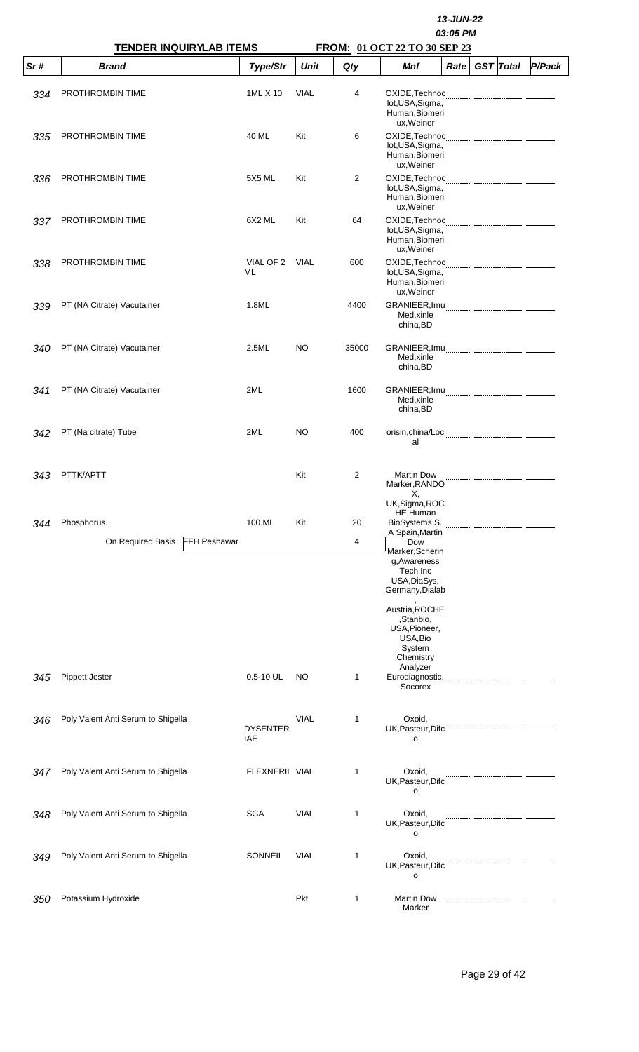13-JUN-22

03:05 PM

**TENDER INQUIRYLAB ITEMS** **FROM: 01 OCT 22 TO 30 SEP 23**

| Sr # | Brand | Type/Str | Unit | Qty | Mnf | Rate | GST | Total | P/Pack |
|---|---|---|---|---|---|---|---|---|---|
| 334 | PROTHROMBIN TIME | 1ML X 10 | VIAL | 4 | OXIDE,Technoclot,USA,Sigma,Human,Biomeriux,Weiner | | | | |
| 335 | PROTHROMBIN TIME | 40 ML | Kit | 6 | OXIDE,Technoclot,USA,Sigma,Human,Biomeriux,Weiner | | | | |
| 336 | PROTHROMBIN TIME | 5X5 ML | Kit | 2 | OXIDE,Technoclot,USA,Sigma,Human,Biomeriux,Weiner | | | | |
| 337 | PROTHROMBIN TIME | 6X2 ML | Kit | 64 | OXIDE,Technoclot,USA,Sigma,Human,Biomeriux,Weiner | | | | |
| 338 | PROTHROMBIN TIME | VIAL OF 2 ML | VIAL | 600 | OXIDE,Technoclot,USA,Sigma,Human,Biomeriux,Weiner | | | | |
| 339 | PT (NA Citrate) Vacutainer | 1.8ML | | 4400 | GRANIEER,Imu Med,xinle china,BD | | | | |
| 340 | PT (NA Citrate) Vacutainer | 2.5ML | NO | 35000 | GRANIEER,Imu Med,xinle china,BD | | | | |
| 341 | PT (NA Citrate) Vacutainer | 2ML | | 1600 | GRANIEER,Imu Med,xinle china,BD | | | | |
| 342 | PT (Na citrate) Tube | 2ML | NO | 400 | orisin,china/Local | | | | |
| 343 | PTTK/APTT | | Kit | 2 | Martin Dow Marker,RANDOX, UK,Sigma,ROCHE,Human | | | | |
| 344 | Phosphorus. | 100 ML | Kit | 20 | BioSystems S. A Spain,Martin Dow Marker,Schering,Awareness Tech Inc USA,DiaSys, Germany,Dialab , Austria,ROCHE ,Stanbio, USA,Pioneer, USA,Bio System Chemistry Analyzer | | | | |
| | On Required Basis FFH Peshawar | | | 4 | | | | | |
| 345 | Pippett Jester | 0.5-10 UL | NO | 1 | Eurodiagnostic, Socorex | | | | |
| 346 | Poly Valent Anti Serum to Shigella | DYSENTERIAE | VIAL | 1 | Oxoid, UK,Pasteur,Difco | | | | |
| 347 | Poly Valent Anti Serum to Shigella | FLEXNERII | VIAL | 1 | Oxoid, UK,Pasteur,Difco | | | | |
| 348 | Poly Valent Anti Serum to Shigella | SGA | VIAL | 1 | Oxoid, UK,Pasteur,Difco | | | | |
| 349 | Poly Valent Anti Serum to Shigella | SONNEII | VIAL | 1 | Oxoid, UK,Pasteur,Difco | | | | |
| 350 | Potassium Hydroxide | | Pkt | 1 | Martin Dow Marker | | | | |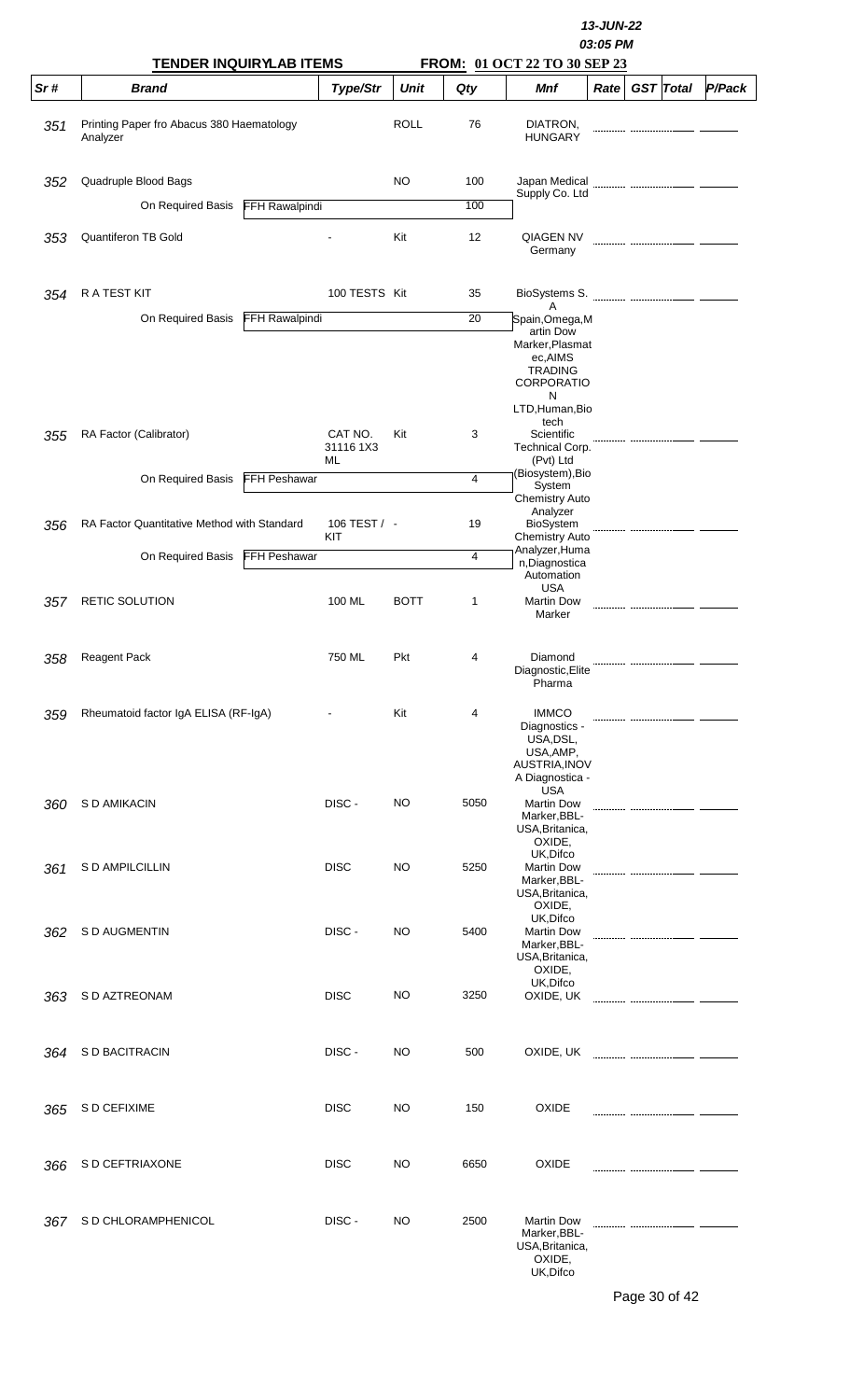13-JUN-22
03:05 PM

**TENDER INQUIRY LAB ITEMS** **FROM: 01 OCT 22 TO 30 SEP 23**

| Sr # | Brand | Type/Str | Unit | Qty | Mnf | Rate | GST | Total | P/Pack |
|---|---|---|---|---|---|---|---|---|---|
| 351 | Printing Paper fro Abacus 380 Haematology Analyzer | | ROLL | 76 | DIATRON, HUNGARY | | | | |
| 352 | Quadruple Blood Bags | | NO | 100 | Japan Medical Supply Co. Ltd | | | | |
| | On Required Basis FFH Rawalpindi | | | 100 | | | | | |
| 353 | Quantiferon TB Gold | - | Kit | 12 | QIAGEN NV Germany | | | | |
| 354 | R A TEST KIT | 100 TESTS | Kit | 35 | BioSystems S. A Spain,Omega,Martin Dow Marker,Plasmatec,AIMS TRADING CORPORATION LTD,Human,Biotech | | | | |
| | On Required Basis FFH Rawalpindi | | | 20 | | | | | |
| 355 | RA Factor (Calibrator) | CAT NO. 31116 1X3 ML | Kit | 3 | Scientific Technical Corp. (Pvt) Ltd (Biosystem),Bio System Chemistry Auto Analyzer | | | | |
| | On Required Basis FFH Peshawar | | | 4 | | | | | |
| 356 | RA Factor Quantitative Method with Standard | 106 TEST / KIT | - | 19 | BioSystem Chemistry Auto Analyzer,Human,Diagnostica Automation USA | | | | |
| | On Required Basis FFH Peshawar | | | 4 | | | | | |
| 357 | RETIC SOLUTION | 100 ML | BOTT | 1 | Martin Dow Marker | | | | |
| 358 | Reagent Pack | 750 ML | Pkt | 4 | Diamond Diagnostic,Elite Pharma | | | | |
| 359 | Rheumatoid factor IgA ELISA (RF-IgA) | - | Kit | 4 | IMMCO Diagnostics - USA,DSL, USA,AMP, AUSTRIA,INOVA Diagnostica - USA | | | | |
| 360 | S D AMIKACIN | DISC - | NO | 5050 | Martin Dow Marker,BBL-USA,Britanica, OXIDE, UK,Difco | | | | |
| 361 | S D AMPILCILLIN | DISC | NO | 5250 | Martin Dow Marker,BBL-USA,Britanica, OXIDE, UK,Difco | | | | |
| 362 | S D AUGMENTIN | DISC - | NO | 5400 | Martin Dow Marker,BBL-USA,Britanica, OXIDE, UK,Difco | | | | |
| 363 | S D AZTREONAM | DISC | NO | 3250 | OXIDE, UK | | | | |
| 364 | S D BACITRACIN | DISC - | NO | 500 | OXIDE, UK | | | | |
| 365 | S D CEFIXIME | DISC | NO | 150 | OXIDE | | | | |
| 366 | S D CEFTRIAXONE | DISC | NO | 6650 | OXIDE | | | | |
| 367 | S D CHLORAMPHENICOL | DISC - | NO | 2500 | Martin Dow Marker,BBL-USA,Britanica, OXIDE, UK,Difco | | | | |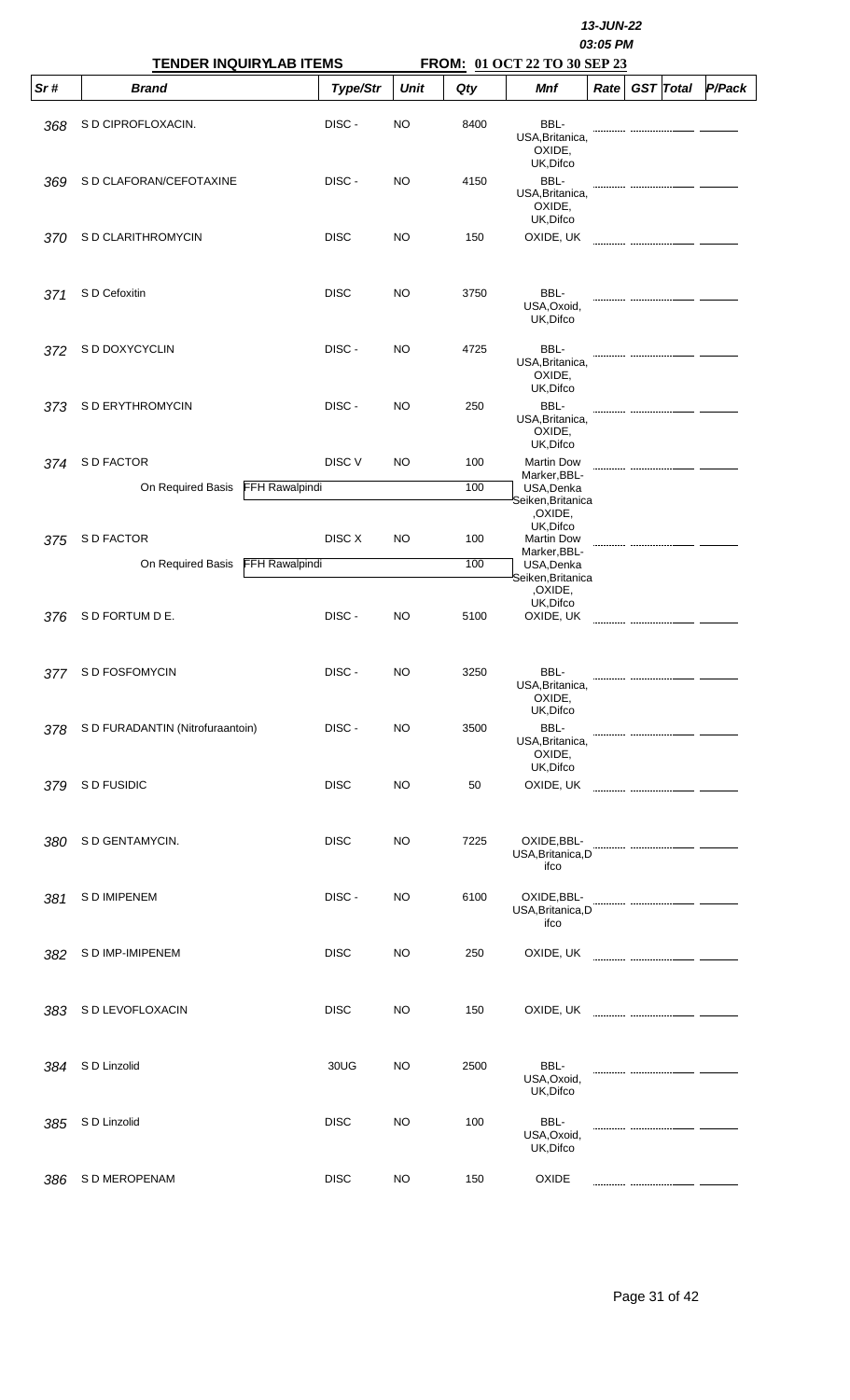13-JUN-22
03:05 PM

**TENDER INQUIRY\LAB ITEMS** **FROM: 01 OCT 22 TO 30 SEP 23**

| Sr # | Brand | Type/Str | Unit | Qty | Mnf | Rate | GST | Total | P/Pack |
|---|---|---|---|---|---|---|---|---|---|
| 368 | S D CIPROFLOXACIN. | DISC - | NO | 8400 | BBL-USA,Britanica, OXIDE, UK,Difco | | | | |
| 369 | S D CLAFORAN/CEFOTAXINE | DISC - | NO | 4150 | BBL-USA,Britanica, OXIDE, UK,Difco | | | | |
| 370 | S D CLARITHROMYCIN | DISC | NO | 150 | OXIDE, UK | | | | |
| 371 | S D Cefoxitin | DISC | NO | 3750 | BBL-USA,Oxoid, UK,Difco | | | | |
| 372 | S D DOXYCYCLIN | DISC - | NO | 4725 | BBL-USA,Britanica, OXIDE, UK,Difco | | | | |
| 373 | S D ERYTHROMYCIN | DISC - | NO | 250 | BBL-USA,Britanica, OXIDE, UK,Difco | | | | |
| 374 | S D FACTOR | DISC V | NO | 100 | Martin Dow Marker,BBL-USA,Denka Seiken,Britanica ,OXIDE, UK,Difco | | | | |
| | On Required Basis FFH Rawalpindi | | | 100 | | | | | |
| 375 | S D FACTOR | DISC X | NO | 100 | Martin Dow Marker,BBL-USA,Denka Seiken,Britanica ,OXIDE, UK,Difco | | | | |
| | On Required Basis FFH Rawalpindi | | | 100 | | | | | |
| 376 | S D FORTUM D E. | DISC - | NO | 5100 | OXIDE, UK | | | | |
| 377 | S D FOSFOMYCIN | DISC - | NO | 3250 | BBL-USA,Britanica, OXIDE, UK,Difco | | | | |
| 378 | S D FURADANTIN (Nitrofuraantoin) | DISC - | NO | 3500 | BBL-USA,Britanica, OXIDE, UK,Difco | | | | |
| 379 | S D FUSIDIC | DISC | NO | 50 | OXIDE, UK | | | | |
| 380 | S D GENTAMYCIN. | DISC | NO | 7225 | OXIDE,BBL-USA,Britanica,Difco | | | | |
| 381 | S D IMIPENEM | DISC - | NO | 6100 | OXIDE,BBL-USA,Britanica,Difco | | | | |
| 382 | S D IMP-IMIPENEM | DISC | NO | 250 | OXIDE, UK | | | | |
| 383 | S D LEVOFLOXACIN | DISC | NO | 150 | OXIDE, UK | | | | |
| 384 | S D Linzolid | 30UG | NO | 2500 | BBL-USA,Oxoid, UK,Difco | | | | |
| 385 | S D Linzolid | DISC | NO | 100 | BBL-USA,Oxoid, UK,Difco | | | | |
| 386 | S D MEROPENAM | DISC | NO | 150 | OXIDE | | | | |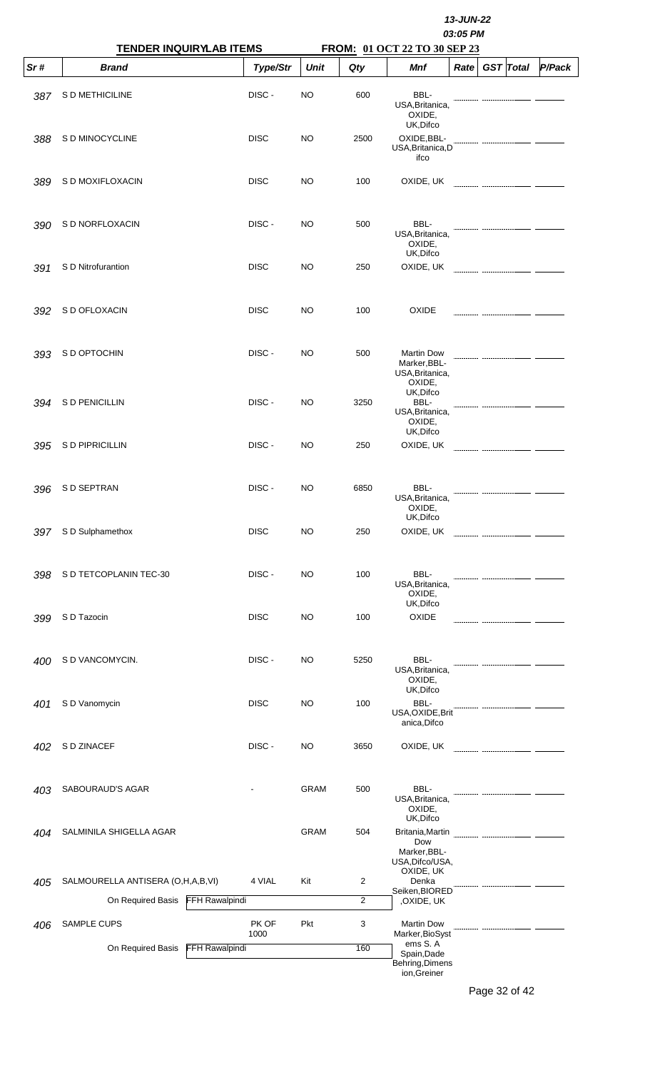13-JUN-22
03:05 PM

**TENDER INQUIRYLAB ITEMS** **FROM: 01 OCT 22 TO 30 SEP 23**

| Sr # | Brand | Type/Str | Unit | Qty | Mnf | Rate | GST | Total | P/Pack |
|---|---|---|---|---|---|---|---|---|---|
| 387 | S D METHICILINE | DISC - | NO | 600 | BBL-USA,Britanica, OXIDE, UK,Difco | | | | |
| 388 | S D MINOCYCLINE | DISC | NO | 2500 | OXIDE,BBL-USA,Britanica,Difco | | | | |
| 389 | S D MOXIFLOXACIN | DISC | NO | 100 | OXIDE, UK | | | | |
| 390 | S D NORFLOXACIN | DISC - | NO | 500 | BBL-USA,Britanica, OXIDE, UK,Difco | | | | |
| 391 | S D Nitrofurantion | DISC | NO | 250 | OXIDE, UK | | | | |
| 392 | S D OFLOXACIN | DISC | NO | 100 | OXIDE | | | | |
| 393 | S D OPTOCHIN | DISC - | NO | 500 | Martin Dow Marker,BBL-USA,Britanica, OXIDE, UK,Difco | | | | |
| 394 | S D PENICILLIN | DISC - | NO | 3250 | BBL-USA,Britanica, OXIDE, UK,Difco | | | | |
| 395 | S D PIPRICILLIN | DISC - | NO | 250 | OXIDE, UK | | | | |
| 396 | S D SEPTRAN | DISC - | NO | 6850 | BBL-USA,Britanica, OXIDE, UK,Difco | | | | |
| 397 | S D Sulphamethox | DISC | NO | 250 | OXIDE, UK | | | | |
| 398 | S D TETCOPLANIN TEC-30 | DISC - | NO | 100 | BBL-USA,Britanica, OXIDE, UK,Difco | | | | |
| 399 | S D Tazocin | DISC | NO | 100 | OXIDE | | | | |
| 400 | S D VANCOMYCIN. | DISC - | NO | 5250 | BBL-USA,Britanica, OXIDE, UK,Difco | | | | |
| 401 | S D Vanomycin | DISC | NO | 100 | BBL-USA,OXIDE,Britanica,Difco | | | | |
| 402 | S D ZINACEF | DISC - | NO | 3650 | OXIDE, UK | | | | |
| 403 | SABOURAUD'S AGAR | - | GRAM | 500 | BBL-USA,Britanica, OXIDE, UK,Difco | | | | |
| 404 | SALMINILA SHIGELLA AGAR | | GRAM | 504 | Britania,Martin Dow Marker,BBL-USA,Difco/USA, OXIDE, UK | | | | |
| 405 | SALMOURELLA ANTISERA (O,H,A,B,VI) | 4 VIAL | Kit | 2 | Denka Seiken,BIORED ,OXIDE, UK | | | | |
| | On Required Basis FFH Rawalpindi | | | 2 | | | | | |
| 406 | SAMPLE CUPS | PK OF 1000 | Pkt | 3 | Martin Dow Marker,BioSystems S. A Spain,Dade Behring,Dimension,Greiner | | | | |
| | On Required Basis FFH Rawalpindi | | | 160 | | | | | |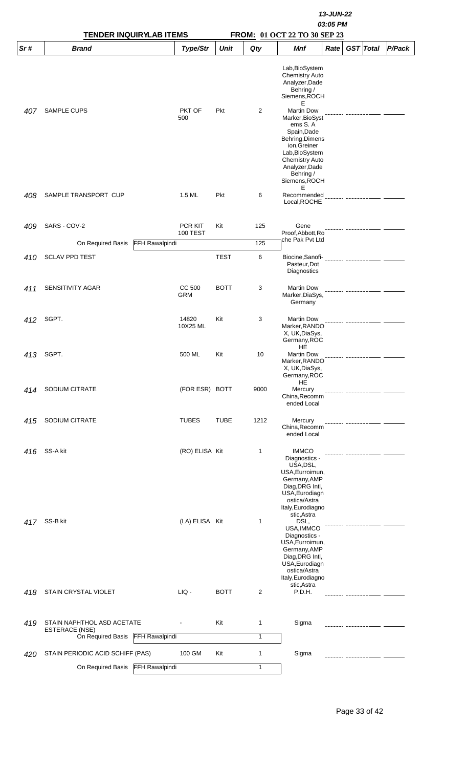**13-JUN-22**
**03:05 PM**

**TENDER INQUIRYLAB ITEMS** **FROM: 01 OCT 22 TO 30 SEP 23**

| Sr # | Brand | Type/Str | Unit | Qty | Mnf | Rate | GST | Total | P/Pack |
|---|---|---|---|---|---|---|---|---|---|
| 407 | SAMPLE CUPS | PKT OF 500 | Pkt | 2 | Lab,BioSystem Chemistry Auto Analyzer,Dade Behring / Siemens,ROCHE Martin Dow Marker,BioSystems S. A Spain,Dade Behring,Dimension,Greiner Lab,BioSystem Chemistry Auto Analyzer,Dade Behring / Siemens,ROCHE | | | | |
| 408 | SAMPLE TRANSPORT CUP | 1.5 ML | Pkt | 6 | Recommended Local,ROCHE | | | | |
| 409 | SARS - COV-2 | PCR KIT 100 TEST | Kit | 125 | Gene Proof,Abbott,Roche Pak Pvt Ltd | | | | |
| | On Required Basis FFH Rawalpindi | | | 125 | | | | | |
| 410 | SCLAV PPD TEST | | TEST | 6 | Biocine,Sanofi-Pasteur,Dot Diagnostics | | | | |
| 411 | SENSITIVITY AGAR | CC 500 GRM | BOTT | 3 | Martin Dow Marker,DiaSys, Germany | | | | |
| 412 | SGPT. | 14820 10X25 ML | Kit | 3 | Martin Dow Marker,RANDOX, UK,DiaSys, Germany,ROCHE | | | | |
| 413 | SGPT. | 500 ML | Kit | 10 | Martin Dow Marker,RANDOX, UK,DiaSys, Germany,ROCHE | | | | |
| 414 | SODIUM CITRATE | (FOR ESR) | BOTT | 9000 | Mercury China,Recommended Local | | | | |
| 415 | SODIUM CITRATE | TUBES | TUBE | 1212 | Mercury China,Recommended Local | | | | |
| 416 | SS-A kit | (RO) ELISA | Kit | 1 | IMMCO Diagnostics - USA,DSL, USA,Euroimun, Germany,AMP Diag,DRG Intl, USA,Eurodiagnostica/Astra Italy,Eurodiagnostic,Astra | | | | |
| 417 | SS-B kit | (LA) ELISA | Kit | 1 | DSL, USA,IMMCO Diagnostics - USA,Euroimun, Germany,AMP Diag,DRG Intl, USA,Eurodiagnostica/Astra Italy,Eurodiagnostic,Astra | | | | |
| 418 | STAIN CRYSTAL VIOLET | LIQ - | BOTT | 2 | P.D.H. | | | | |
| 419 | STAIN NAPHTHOL ASD ACETATE ESTERACE (NSE) | - | Kit | 1 | Sigma | | | | |
| | On Required Basis FFH Rawalpindi | | | 1 | | | | | |
| 420 | STAIN PERIODIC ACID SCHIFF (PAS) | 100 GM | Kit | 1 | Sigma | | | | |
| | On Required Basis FFH Rawalpindi | | | 1 | | | | | |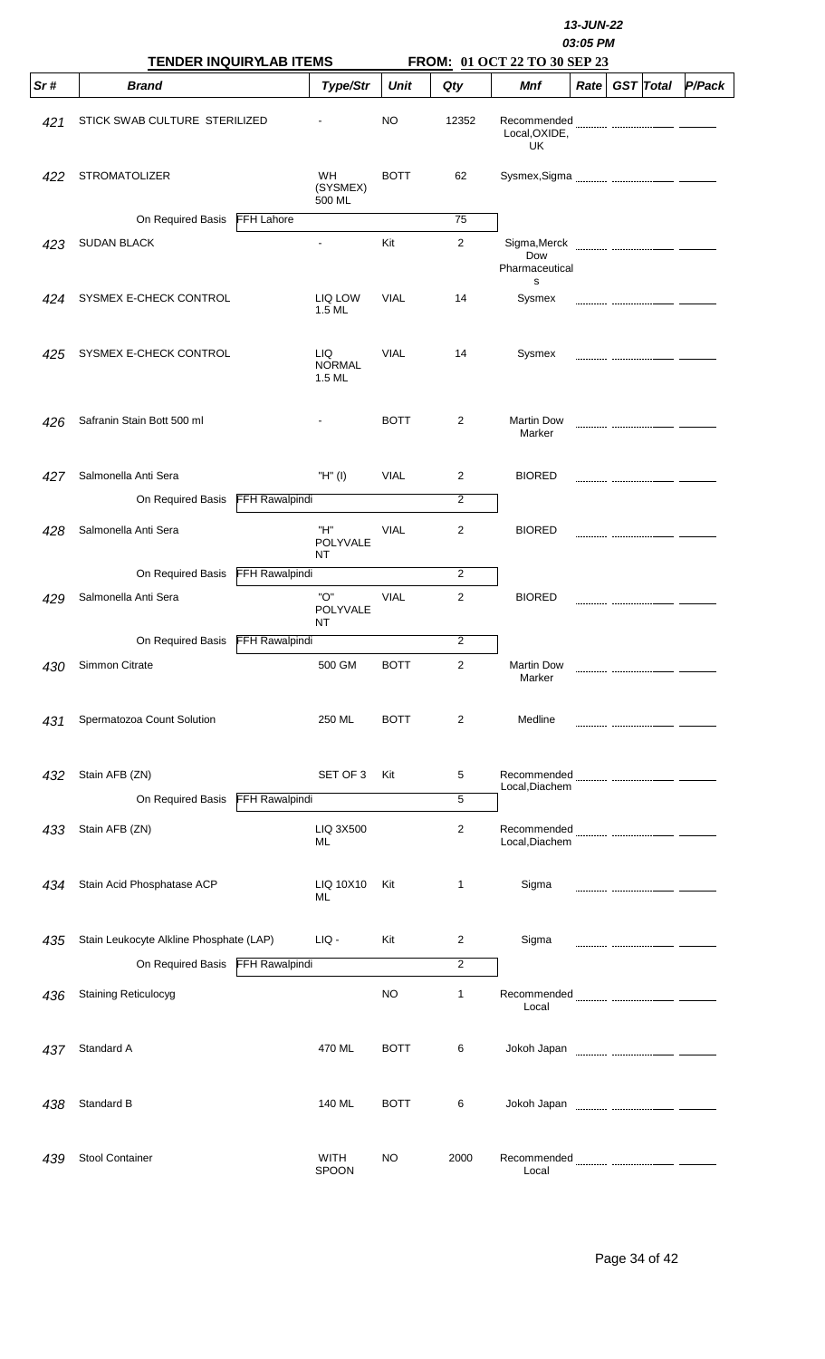13-JUN-22
03:05 PM

**TENDER INQUIRYLAB ITEMS** **FROM: 01 OCT 22 TO 30 SEP 23**

| Sr # | Brand | Type/Str | Unit | Qty | Mnf | Rate | GST | Total | P/Pack |
|---|---|---|---|---|---|---|---|---|---|
| 421 | STICK SWAB CULTURE STERILIZED | - | NO | 12352 | Recommended Local,OXIDE, UK | | | | |
| 422 | STROMATOLIZER | WH (SYSMEX) 500 ML | BOTT | 62 | Sysmex,Sigma | | | | |
| | On Required Basis FFH Lahore | | | 75 | | | | | |
| 423 | SUDAN BLACK | - | Kit | 2 | Sigma,Merck Dow Pharmaceuticals | | | | |
| 424 | SYSMEX E-CHECK CONTROL | LIQ LOW 1.5 ML | VIAL | 14 | Sysmex | | | | |
| 425 | SYSMEX E-CHECK CONTROL | LIQ NORMAL 1.5 ML | VIAL | 14 | Sysmex | | | | |
| 426 | Safranin Stain Bott 500 ml | - | BOTT | 2 | Martin Dow Marker | | | | |
| 427 | Salmonella Anti Sera | "H" (I) | VIAL | 2 | BIORED | | | | |
| | On Required Basis FFH Rawalpindi | | | 2 | | | | | |
| 428 | Salmonella Anti Sera | "H" POLYVALENT | VIAL | 2 | BIORED | | | | |
| | On Required Basis FFH Rawalpindi | | | 2 | | | | | |
| 429 | Salmonella Anti Sera | "O" POLYVALENT | VIAL | 2 | BIORED | | | | |
| | On Required Basis FFH Rawalpindi | | | 2 | | | | | |
| 430 | Simmon Citrate | 500 GM | BOTT | 2 | Martin Dow Marker | | | | |
| 431 | Spermatozoa Count Solution | 250 ML | BOTT | 2 | Medline | | | | |
| 432 | Stain AFB (ZN) | SET OF 3 | Kit | 5 | Recommended Local,Diachem | | | | |
| | On Required Basis FFH Rawalpindi | | | 5 | | | | | |
| 433 | Stain AFB (ZN) | LIQ 3X500 ML | | 2 | Recommended Local,Diachem | | | | |
| 434 | Stain Acid Phosphatase ACP | LIQ 10X10 ML | Kit | 1 | Sigma | | | | |
| 435 | Stain Leukocyte Alkline Phosphate (LAP) | LIQ - | Kit | 2 | Sigma | | | | |
| | On Required Basis FFH Rawalpindi | | | 2 | | | | | |
| 436 | Staining Reticulocyg | | NO | 1 | Recommended Local | | | | |
| 437 | Standard A | 470 ML | BOTT | 6 | Jokoh Japan | | | | |
| 438 | Standard B | 140 ML | BOTT | 6 | Jokoh Japan | | | | |
| 439 | Stool Container | WITH SPOON | NO | 2000 | Recommended Local | | | | |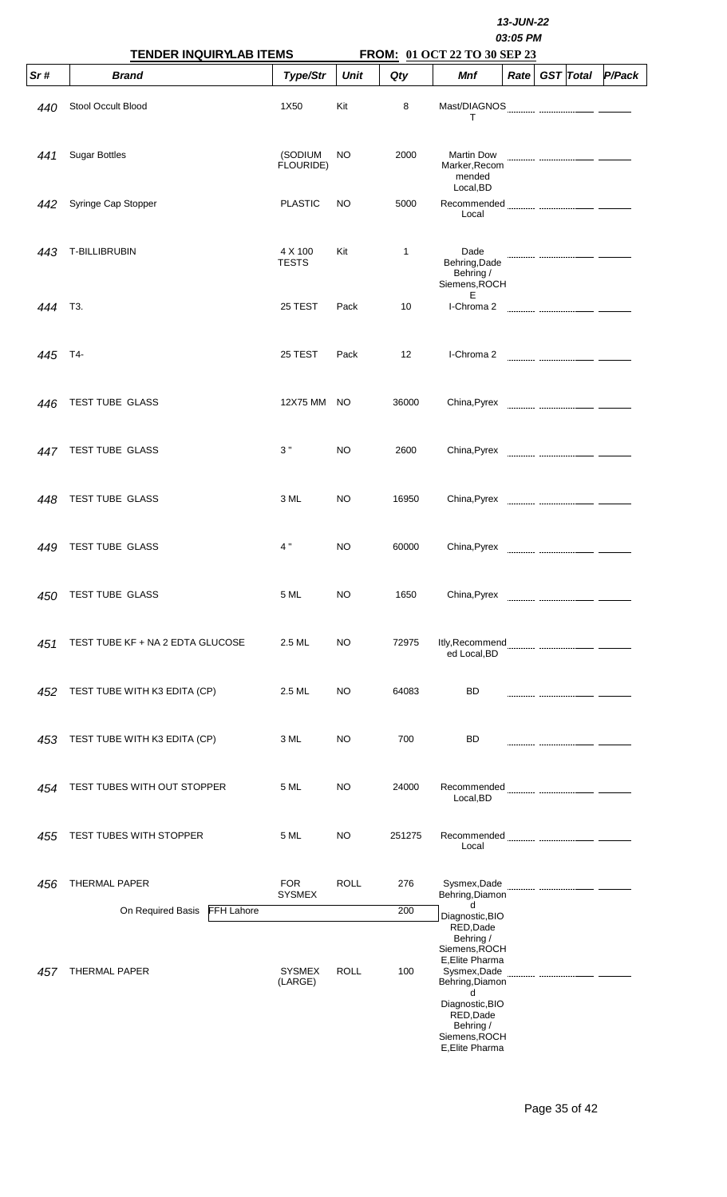13-JUN-22
03:05 PM

**TENDER INQUIRYLAB ITEMS** **FROM: 01 OCT 22 TO 30 SEP 23**

| Sr # | Brand | Type/Str | Unit | Qty | Mnf | Rate | GST | Total | P/Pack |
|---|---|---|---|---|---|---|---|---|---|
| 440 | Stool Occult Blood | 1X50 | Kit | 8 | Mast/DIAGNOST | | | | |
| 441 | Sugar Bottles | (SODIUM FLOURIDE) | NO | 2000 | Martin Dow Marker,Recommended Local,BD | | | | |
| 442 | Syringe Cap Stopper | PLASTIC | NO | 5000 | Recommended Local | | | | |
| 443 | T-BILLIBRUBIN | 4 X 100 TESTS | Kit | 1 | Dade Behring,Dade Behring / Siemens,ROCHE | | | | |
| 444 | T3. | 25 TEST | Pack | 10 | I-Chroma 2 | | | | |
| 445 | T4- | 25 TEST | Pack | 12 | I-Chroma 2 | | | | |
| 446 | TEST TUBE GLASS | 12X75 MM | NO | 36000 | China,Pyrex | | | | |
| 447 | TEST TUBE GLASS | 3 " | NO | 2600 | China,Pyrex | | | | |
| 448 | TEST TUBE GLASS | 3 ML | NO | 16950 | China,Pyrex | | | | |
| 449 | TEST TUBE GLASS | 4 " | NO | 60000 | China,Pyrex | | | | |
| 450 | TEST TUBE GLASS | 5 ML | NO | 1650 | China,Pyrex | | | | |
| 451 | TEST TUBE KF + NA 2 EDTA GLUCOSE | 2.5 ML | NO | 72975 | Itly,Recommended Local,BD | | | | |
| 452 | TEST TUBE WITH K3 EDITA (CP) | 2.5 ML | NO | 64083 | BD | | | | |
| 453 | TEST TUBE WITH K3 EDITA (CP) | 3 ML | NO | 700 | BD | | | | |
| 454 | TEST TUBES WITH OUT STOPPER | 5 ML | NO | 24000 | Recommended Local,BD | | | | |
| 455 | TEST TUBES WITH STOPPER | 5 ML | NO | 251275 | Recommended Local | | | | |
| 456 | THERMAL PAPER | FOR SYSMEX | ROLL | 276 | Sysmex,Dade Behring,Diamond Diagnostic,BIO RED,Dade Behring / Siemens,ROCHE,Elite Pharma | | | | |
| | On Required Basis FFH Lahore | | | 200 | | | | | |
| 457 | THERMAL PAPER | SYSMEX (LARGE) | ROLL | 100 | Sysmex,Dade Behring,Diamond Diagnostic,BIO RED,Dade Behring / Siemens,ROCHE,Elite Pharma | | | | |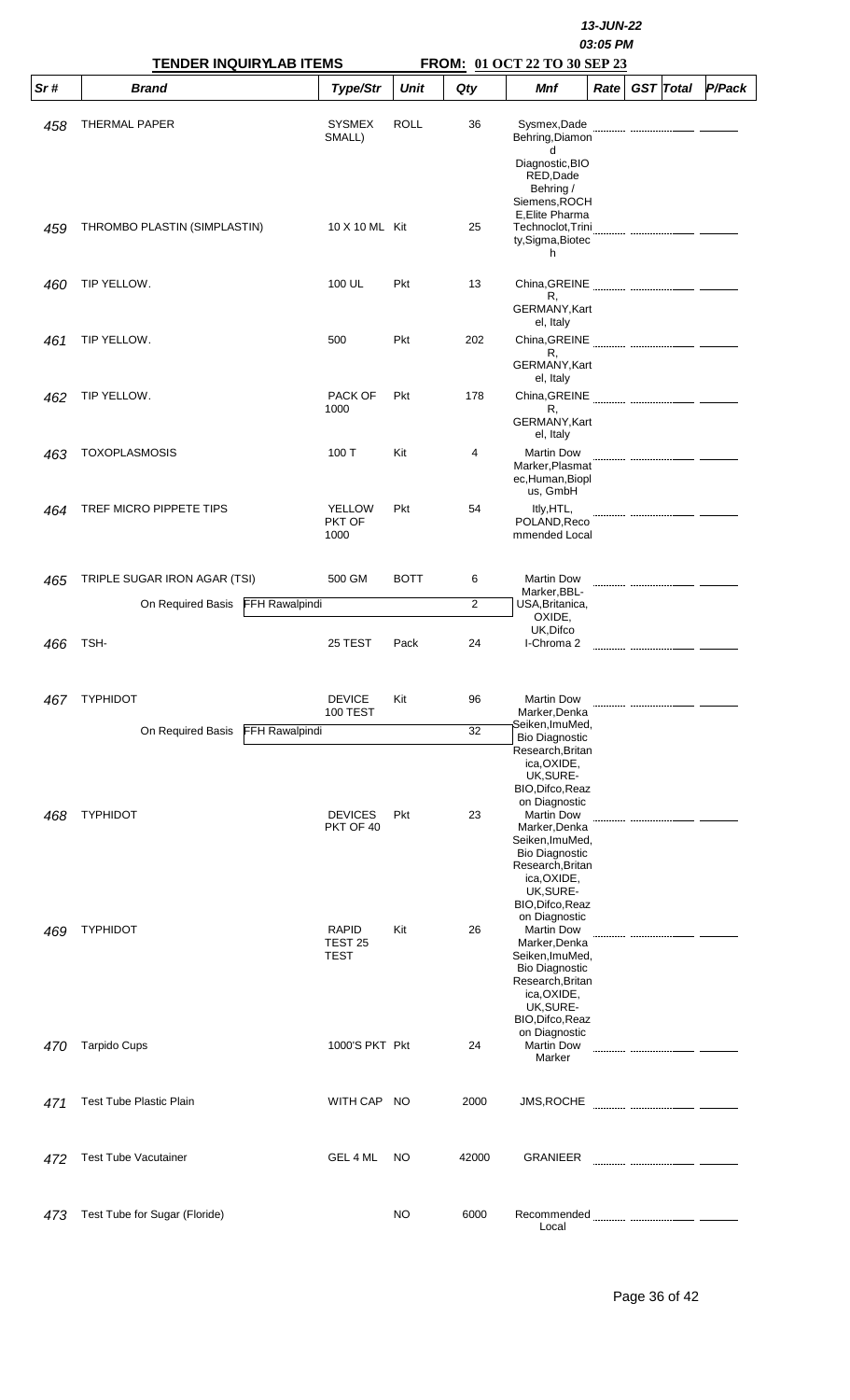**13-JUN-22**
**03:05 PM**

**TENDER INQUIRY LAB ITEMS** **FROM: 01 OCT 22 TO 30 SEP 23**

| Sr # | Brand | Type/Str | Unit | Qty | Mnf | Rate | GST | Total | P/Pack |
|---|---|---|---|---|---|---|---|---|---|
| 458 | THERMAL PAPER | SYSMEX SMALL) | ROLL | 36 | Sysmex,Dade Behring,Diamond Diagnostic,BIO RED,Dade Behring / Siemens,ROCHE | | | | |
| 459 | THROMBO PLASTIN (SIMPLASTIN) | 10 X 10 ML | Kit | 25 | E,Elite Pharma Technoclot,Trinity,Sigma,Biotech | | | | |
| 460 | TIP YELLOW. | 100 UL | Pkt | 13 | China,GREINER, GERMANY,Kartel, Italy | | | | |
| 461 | TIP YELLOW. | 500 | Pkt | 202 | China,GREINER, GERMANY,Kartel, Italy | | | | |
| 462 | TIP YELLOW. | PACK OF 1000 | Pkt | 178 | China,GREINER, GERMANY,Kartel, Italy | | | | |
| 463 | TOXOPLASMOSIS | 100 T | Kit | 4 | Martin Dow Marker,Plasmatec,Human,Bioplus, GmbH | | | | |
| 464 | TREF MICRO PIPPETE TIPS | YELLOW PKT OF 1000 | Pkt | 54 | Itly,HTL, POLAND,Recommended Local | | | | |
| 465 | TRIPLE SUGAR IRON AGAR (TSI) | 500 GM | BOTT | 6 | Martin Dow Marker,BBL-USA,Britanica, OXIDE, UK,Difco | | | | |
| | On Required Basis FFH Rawalpindi | | | 2 | | | | | |
| 466 | TSH- | 25 TEST | Pack | 24 | I-Chroma 2 | | | | |
| 467 | TYPHIDOT | DEVICE 100 TEST | Kit | 96 | Martin Dow Marker,Denka Seiken,ImuMed, Bio Diagnostic Research,Britanica,OXIDE, UK,SURE-BIO,Difco,Reazon Diagnostic | | | | |
| | On Required Basis FFH Rawalpindi | | | 32 | | | | | |
| 468 | TYPHIDOT | DEVICES PKT OF 40 | Pkt | 23 | Martin Dow Marker,Denka Seiken,ImuMed, Bio Diagnostic Research,Britanica,OXIDE, UK,SURE-BIO,Difco,Reazon Diagnostic | | | | |
| 469 | TYPHIDOT | RAPID TEST 25 TEST | Kit | 26 | Martin Dow Marker,Denka Seiken,ImuMed, Bio Diagnostic Research,Britanica,OXIDE, UK,SURE-BIO,Difco,Reazon Diagnostic | | | | |
| 470 | Tarpido Cups | 1000'S PKT | Pkt | 24 | Martin Dow Marker | | | | |
| 471 | Test Tube Plastic Plain | WITH CAP | NO | 2000 | JMS,ROCHE | | | | |
| 472 | Test Tube Vacutainer | GEL 4 ML | NO | 42000 | GRANIEER | | | | |
| 473 | Test Tube for Sugar (Floride) | | NO | 6000 | Recommended Local | | | | |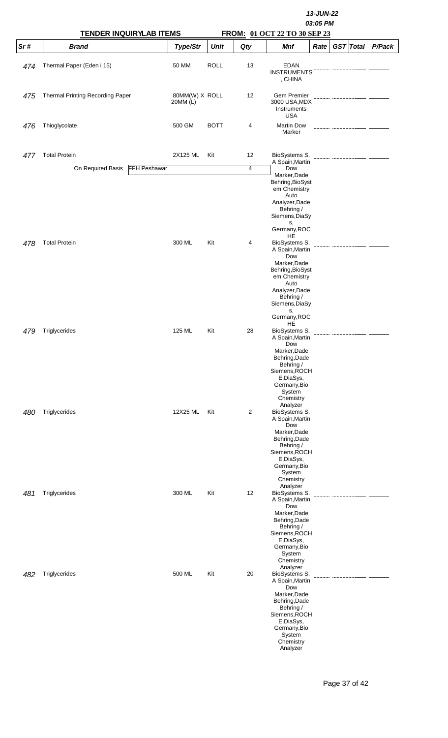13-JUN-22
03:05 PM

**TENDER INQUIRY LAB ITEMS** **FROM: 01 OCT 22 TO 30 SEP 23**

| Sr # | Brand | Type/Str | Unit | Qty | Mnf | Rate | GST | Total | P/Pack |
|---|---|---|---|---|---|---|---|---|---|
| 474 | Thermal Paper (Eden i 15) | 50 MM | ROLL | 13 | EDAN INSTRUMENTS , CHINA | | | | |
| 475 | Thermal Printing Recording Paper | 80MM(W) X 20MM (L) | ROLL | 12 | Gem Premier 3000 USA,MDX Instruments USA | | | | |
| 476 | Thioglycolate | 500 GM | BOTT | 4 | Martin Dow Marker | | | | |
| 477 | Total Protein | 2X125 ML | Kit | 12 | BioSystems S. A Spain,Martin Dow Marker,Dade Behring,BioSystem Chemistry Auto Analyzer,Dade Behring / Siemens,DiaSys, Germany,ROCHE | | | | |
| | On Required Basis FFH Peshawar | | | 4 | | | | | |
| 478 | Total Protein | 300 ML | Kit | 4 | BioSystems S. A Spain,Martin Dow Marker,Dade Behring,BioSystem Chemistry Auto Analyzer,Dade Behring / Siemens,DiaSys, Germany,ROCHE | | | | |
| 479 | Triglycerides | 125 ML | Kit | 28 | BioSystems S. A Spain,Martin Dow Marker,Dade Behring,Dade Behring / Siemens,ROCHE,DiaSys, Germany,Bio System Chemistry Analyzer | | | | |
| 480 | Triglycerides | 12X25 ML | Kit | 2 | BioSystems S. A Spain,Martin Dow Marker,Dade Behring,Dade Behring / Siemens,ROCHE,DiaSys, Germany,Bio System Chemistry Analyzer | | | | |
| 481 | Triglycerides | 300 ML | Kit | 12 | BioSystems S. A Spain,Martin Dow Marker,Dade Behring,Dade Behring / Siemens,ROCHE,DiaSys, Germany,Bio System Chemistry Analyzer | | | | |
| 482 | Triglycerides | 500 ML | Kit | 20 | BioSystems S. A Spain,Martin Dow Marker,Dade Behring,Dade Behring / Siemens,ROCHE,DiaSys, Germany,Bio System Chemistry Analyzer | | | | |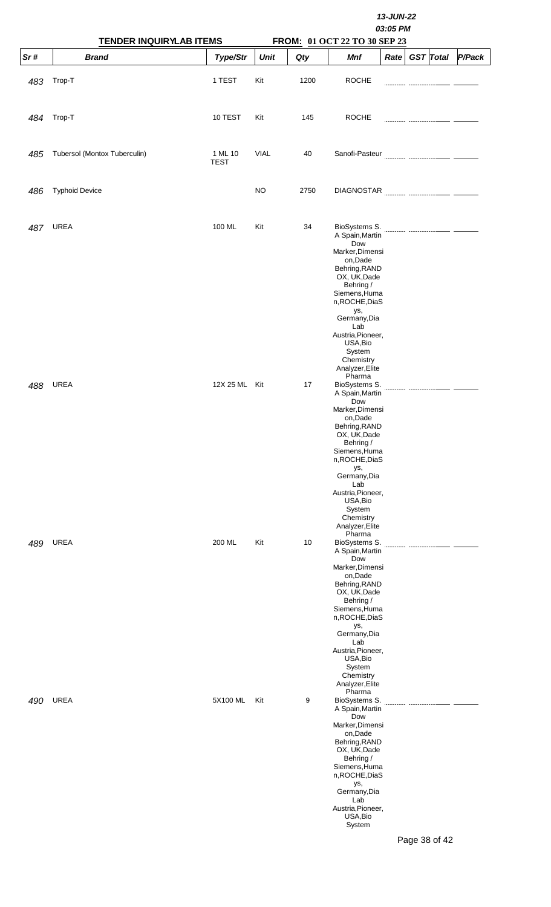13-JUN-22
03:05 PM

**TENDER INQUIRYLAB ITEMS** **FROM: 01 OCT 22 TO 30 SEP 23**

| Sr # | Brand | Type/Str | Unit | Qty | Mnf | Rate | GST | Total | P/Pack |
|---|---|---|---|---|---|---|---|---|---|
| 483 | Trop-T | 1 TEST | Kit | 1200 | ROCHE | | | | |
| 484 | Trop-T | 10 TEST | Kit | 145 | ROCHE | | | | |
| 485 | Tubersol (Montox Tuberculin) | 1 ML 10 TEST | VIAL | 40 | Sanofi-Pasteur | | | | |
| 486 | Typhoid Device | | NO | 2750 | DIAGNOSTAR | | | | |
| 487 | UREA | 100 ML | Kit | 34 | BioSystems S. A Spain,Martin Dow Marker,Dimension,Dade Behring,RANDOX, UK,Dade Behring / Siemens,Human,ROCHE,DiaSys, Germany,Dia Lab Austria,Pioneer, USA,Bio System Chemistry Analyzer,Elite Pharma | | | | |
| 488 | UREA | 12X 25 ML | Kit | 17 | BioSystems S. A Spain,Martin Dow Marker,Dimension,Dade Behring,RANDOX, UK,Dade Behring / Siemens,Human,ROCHE,DiaSys, Germany,Dia Lab Austria,Pioneer, USA,Bio System Chemistry Analyzer,Elite Pharma | | | | |
| 489 | UREA | 200 ML | Kit | 10 | BioSystems S. A Spain,Martin Dow Marker,Dimension,Dade Behring,RANDOX, UK,Dade Behring / Siemens,Human,ROCHE,DiaSys, Germany,Dia Lab Austria,Pioneer, USA,Bio System Chemistry Analyzer,Elite Pharma | | | | |
| 490 | UREA | 5X100 ML | Kit | 9 | BioSystems S. A Spain,Martin Dow Marker,Dimension,Dade Behring,RANDOX, UK,Dade Behring / Siemens,Human,ROCHE,DiaSys, Germany,Dia Lab Austria,Pioneer, USA,Bio System | | | | |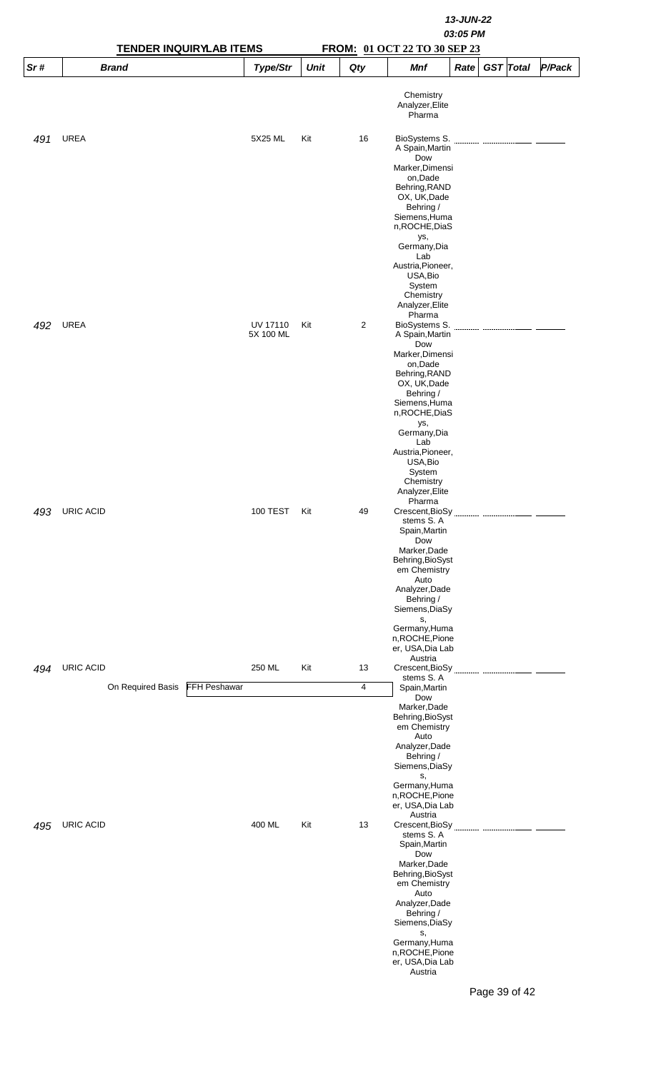13-JUN-22
03:05 PM

**TENDER INQUIRYLAB ITEMS** **FROM: 01 OCT 22 TO 30 SEP 23**

| Sr # | Brand | Type/Str | Unit | Qty | Mnf | Rate | GST | Total | P/Pack |
|---|---|---|---|---|---|---|---|---|---|
| | | | | | Chemistry Analyzer,Elite Pharma | | | | |
| 491 | UREA | 5X25 ML | Kit | 16 | BioSystems S. A Spain,Martin Dow Marker,Dimension,Dade Behring,RANDOX, UK,Dade Behring / Siemens,Human,ROCHE,DiaSys, Germany,Dia Lab Austria,Pioneer, USA,Bio System Chemistry Analyzer,Elite Pharma | | | | |
| 492 | UREA | UV 17110 5X 100 ML | Kit | 2 | BioSystems S. A Spain,Martin Dow Marker,Dimension,Dade Behring,RANDOX, UK,Dade Behring / Siemens,Human,ROCHE,DiaSys, Germany,Dia Lab Austria,Pioneer, USA,Bio System Chemistry Analyzer,Elite Pharma | | | | |
| 493 | URIC ACID | 100 TEST | Kit | 49 | Crescent,BioSystems S. A Spain,Martin Dow Marker,Dade Behring,BioSystem Chemistry Auto Analyzer,Dade Behring / Siemens,DiaSys, Germany,Human,ROCHE,Pioneer, USA,Dia Lab Austria | | | | |
| 494 | URIC ACID | 250 ML | Kit | 13 | Crescent,BioSystems S. A Spain,Martin Dow Marker,Dade Behring,BioSystem Chemistry Auto Analyzer,Dade Behring / Siemens,DiaSys, Germany,Human,ROCHE,Pioneer, USA,Dia Lab Austria | | | | |
| | On Required Basis FFH Peshawar | | | 4 | | | | | |
| 495 | URIC ACID | 400 ML | Kit | 13 | Crescent,BioSystems S. A Spain,Martin Dow Marker,Dade Behring,BioSystem Chemistry Auto Analyzer,Dade Behring / Siemens,DiaSys, Germany,Human,ROCHE,Pioneer, USA,Dia Lab Austria | | | | |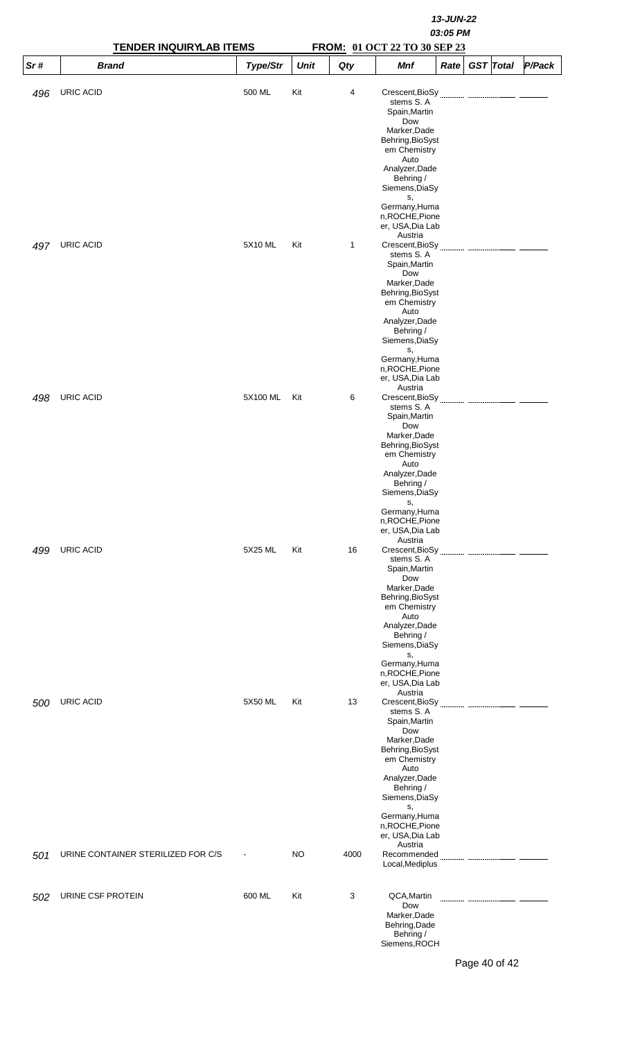13-JUN-22

03:05 PM

**TENDER INQUIRYLAB ITEMS** **FROM: 01 OCT 22 TO 30 SEP 23**

| Sr # | Brand | Type/Str | Unit | Qty | Mnf | Rate | GST | Total | P/Pack |
|---|---|---|---|---|---|---|---|---|---|
| 496 | URIC ACID | 500 ML | Kit | 4 | Crescent,BioSystems S. A Spain,Martin Dow Marker,Dade Behring,BioSystem Chemistry Auto Analyzer,Dade Behring / Siemens,DiaSys, Germany,Human,ROCHE,Pioneer, USA,Dia Lab Austria | | | | |
| 497 | URIC ACID | 5X10 ML | Kit | 1 | Crescent,BioSystems S. A Spain,Martin Dow Marker,Dade Behring,BioSystem Chemistry Auto Analyzer,Dade Behring / Siemens,DiaSys, Germany,Human,ROCHE,Pioneer, USA,Dia Lab Austria | | | | |
| 498 | URIC ACID | 5X100 ML | Kit | 6 | Crescent,BioSystems S. A Spain,Martin Dow Marker,Dade Behring,BioSystem Chemistry Auto Analyzer,Dade Behring / Siemens,DiaSys, Germany,Human,ROCHE,Pioneer, USA,Dia Lab Austria | | | | |
| 499 | URIC ACID | 5X25 ML | Kit | 16 | Crescent,BioSystems S. A Spain,Martin Dow Marker,Dade Behring,BioSystem Chemistry Auto Analyzer,Dade Behring / Siemens,DiaSys, Germany,Human,ROCHE,Pioneer, USA,Dia Lab Austria | | | | |
| 500 | URIC ACID | 5X50 ML | Kit | 13 | Crescent,BioSystems S. A Spain,Martin Dow Marker,Dade Behring,BioSystem Chemistry Auto Analyzer,Dade Behring / Siemens,DiaSys, Germany,Human,ROCHE,Pioneer, USA,Dia Lab Austria | | | | |
| 501 | URINE CONTAINER STERILIZED FOR C/S | - | NO | 4000 | Recommended Local,Mediplus | | | | |
| 502 | URINE CSF PROTEIN | 600 ML | Kit | 3 | QCA,Martin Dow Marker,Dade Behring,Dade Behring / Siemens,ROCH | | | | |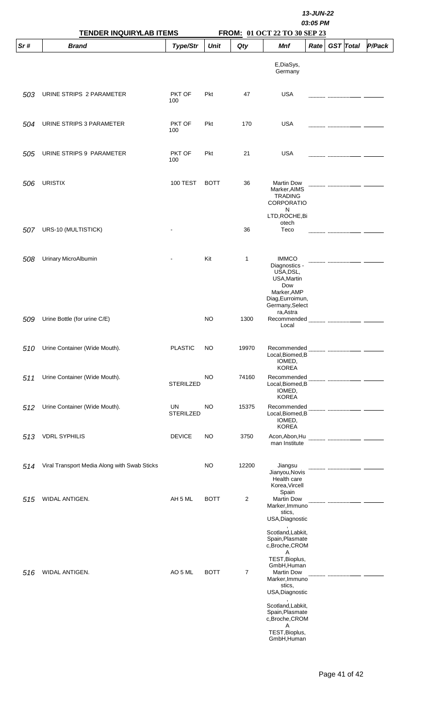13-JUN-22
03:05 PM

**TENDER INQUIRYLAB ITEMS** **FROM: 01 OCT 22 TO 30 SEP 23**

| Sr # | Brand | Type/Str | Unit | Qty | Mnf | Rate | GST | Total | P/Pack |
|---|---|---|---|---|---|---|---|---|---|
| | | | | | E,DiaSys, Germany | | | | |
| 503 | URINE STRIPS 2 PARAMETER | PKT OF 100 | Pkt | 47 | USA | | | | |
| 504 | URINE STRIPS 3 PARAMETER | PKT OF 100 | Pkt | 170 | USA | | | | |
| 505 | URINE STRIPS 9 PARAMETER | PKT OF 100 | Pkt | 21 | USA | | | | |
| 506 | URISTIX | 100 TEST | BOTT | 36 | Martin Dow Marker,AIMS TRADING CORPORATION LTD,ROCHE,Biotech | | | | |
| 507 | URS-10 (MULTISTICK) | - | | 36 | Teco | | | | |
| 508 | Urinary MicroAlbumin | - | Kit | 1 | IMMCO Diagnostics - USA,DSL, USA,Martin Dow Marker,AMP Diag,Eurroimun, Germany,Selectra,Astra | | | | |
| 509 | Urine Bottle (for urine C/E) | | NO | 1300 | Recommended Local | | | | |
| 510 | Urine Container (Wide Mouth). | PLASTIC | NO | 19970 | Recommended Local,Biomed,BIOMED, KOREA | | | | |
| 511 | Urine Container (Wide Mouth). | STERILZED | NO | 74160 | Recommended Local,Biomed,BIOMED, KOREA | | | | |
| 512 | Urine Container (Wide Mouth). | UN STERILZED | NO | 15375 | Recommended Local,Biomed,BIOMED, KOREA | | | | |
| 513 | VDRL SYPHILIS | DEVICE | NO | 3750 | Acon,Abon,Human Institute | | | | |
| 514 | Viral Transport Media Along with Swab Sticks | | NO | 12200 | Jiangsu Jianyou,Novis Health care Korea,Vircell Spain | | | | |
| 515 | WIDAL ANTIGEN. | AH 5 ML | BOTT | 2 | Martin Dow Marker,Immunostics, USA,Diagnostic, Scotland,Labkit, Spain,Plasmatec,Broche,CROMA TEST,Bioplus, GmbH,Human | | | | |
| 516 | WIDAL ANTIGEN. | AO 5 ML | BOTT | 7 | Martin Dow Marker,Immunostics, USA,Diagnostic, Scotland,Labkit, Spain,Plasmatec,Broche,CROMA TEST,Bioplus, GmbH,Human | | | | |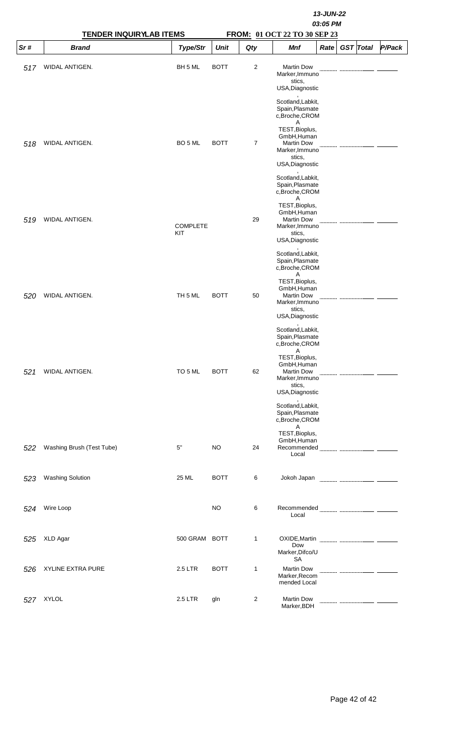13-JUN-22
03:05 PM

**TENDER INQUIRYLAB ITEMS** **FROM: 01 OCT 22 TO 30 SEP 23**

| Sr # | Brand | Type/Str | Unit | Qty | Mnf | Rate | GST | Total | P/Pack |
|---|---|---|---|---|---|---|---|---|---|
| 517 | WIDAL ANTIGEN. | BH 5 ML | BOTT | 2 | Martin Dow Marker,Immunostics, USA,Diagnostic, Scotland,Labkit, Spain,Plasmatec,Broche,CROMA TEST,Bioplus, GmbH,Human | | | | |
| 518 | WIDAL ANTIGEN. | BO 5 ML | BOTT | 7 | Martin Dow Marker,Immunostics, USA,Diagnostic, Scotland,Labkit, Spain,Plasmatec,Broche,CROMA TEST,Bioplus, GmbH,Human | | | | |
| 519 | WIDAL ANTIGEN. | COMPLETE KIT | | 29 | Martin Dow Marker,Immunostics, USA,Diagnostic, Scotland,Labkit, Spain,Plasmatec,Broche,CROMA TEST,Bioplus, GmbH,Human | | | | |
| 520 | WIDAL ANTIGEN. | TH 5 ML | BOTT | 50 | Martin Dow Marker,Immunostics, USA,Diagnostic, Scotland,Labkit, Spain,Plasmatec,Broche,CROMA TEST,Bioplus, GmbH,Human | | | | |
| 521 | WIDAL ANTIGEN. | TO 5 ML | BOTT | 62 | Martin Dow Marker,Immunostics, USA,Diagnostic, Scotland,Labkit, Spain,Plasmatec,Broche,CROMA TEST,Bioplus, GmbH,Human | | | | |
| 522 | Washing Brush (Test Tube) | 5" | NO | 24 | Recommended Local | | | | |
| 523 | Washing Solution | 25 ML | BOTT | 6 | Jokoh Japan | | | | |
| 524 | Wire Loop | | NO | 6 | Recommended Local | | | | |
| 525 | XLD Agar | 500 GRAM | BOTT | 1 | OXIDE,Martin Dow Marker,Difco/USA | | | | |
| 526 | XYLINE EXTRA PURE | 2.5 LTR | BOTT | 1 | Martin Dow Marker,Recommended Local | | | | |
| 527 | XYLOL | 2.5 LTR | gln | 2 | Martin Dow Marker,BDH | | | | |